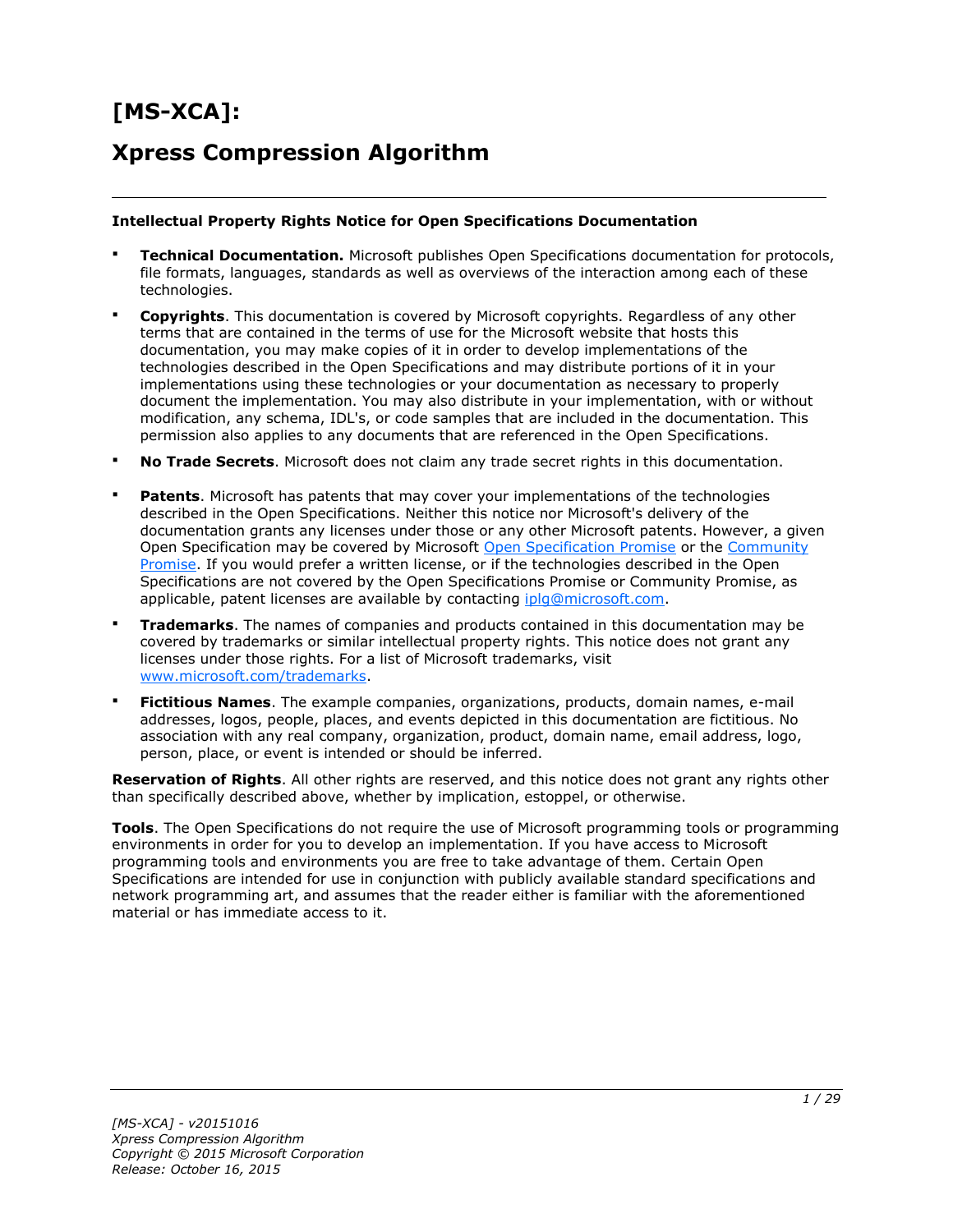# [MS-XCA]:

# Xpress Compression Algorithm

---

**Intellectual Property Rights Notice for Open Specifications Documentation**

- **Technical Documentation.** Microsoft publishes Open Specifications documentation for protocols, file formats, languages, standards as well as overviews of the interaction among each of these technologies.
- **Copyrights**. This documentation is covered by Microsoft copyrights. Regardless of any other terms that are contained in the terms of use for the Microsoft website that hosts this documentation, you may make copies of it in order to develop implementations of the technologies described in the Open Specifications and may distribute portions of it in your implementations using these technologies or your documentation as necessary to properly document the implementation. You may also distribute in your implementation, with or without modification, any schema, IDL's, or code samples that are included in the documentation. This permission also applies to any documents that are referenced in the Open Specifications.
- **No Trade Secrets**. Microsoft does not claim any trade secret rights in this documentation.
- **Patents**. Microsoft has patents that may cover your implementations of the technologies described in the Open Specifications. Neither this notice nor Microsoft's delivery of the documentation grants any licenses under those or any other Microsoft patents. However, a given Open Specification may be covered by Microsoft Open Specification Promise or the Community Promise. If you would prefer a written license, or if the technologies described in the Open Specifications are not covered by the Open Specifications Promise or Community Promise, as applicable, patent licenses are available by contacting iplg@microsoft.com.
- **Trademarks**. The names of companies and products contained in this documentation may be covered by trademarks or similar intellectual property rights. This notice does not grant any licenses under those rights. For a list of Microsoft trademarks, visit www.microsoft.com/trademarks.
- **Fictitious Names**. The example companies, organizations, products, domain names, e-mail addresses, logos, people, places, and events depicted in this documentation are fictitious. No association with any real company, organization, product, domain name, email address, logo, person, place, or event is intended or should be inferred.

**Reservation of Rights**. All other rights are reserved, and this notice does not grant any rights other than specifically described above, whether by implication, estoppel, or otherwise.

**Tools**. The Open Specifications do not require the use of Microsoft programming tools or programming environments in order for you to develop an implementation. If you have access to Microsoft programming tools and environments you are free to take advantage of them. Certain Open Specifications are intended for use in conjunction with publicly available standard specifications and network programming art, and assumes that the reader either is familiar with the aforementioned material or has immediate access to it.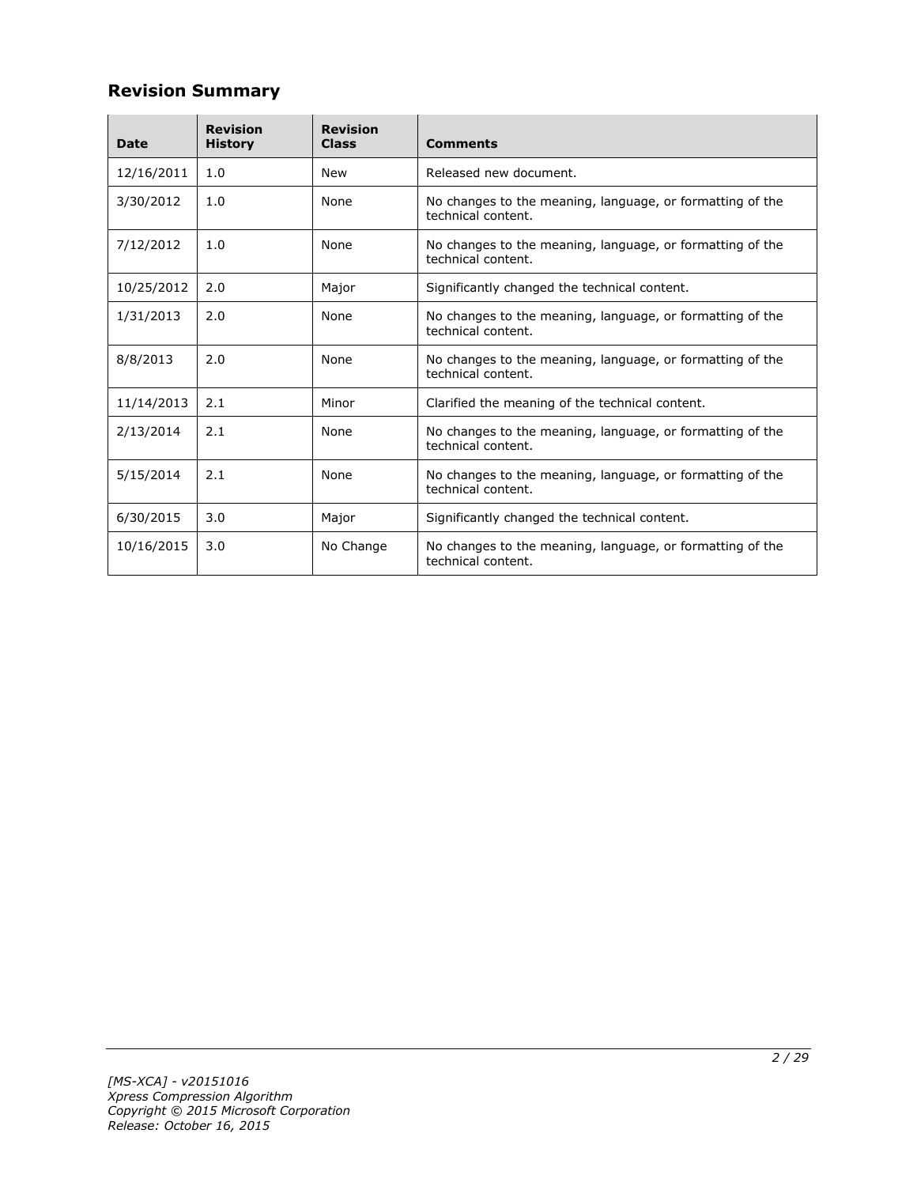## Revision Summary

| Date | Revision History | Revision Class | Comments |
|---|---|---|---|
| 12/16/2011 | 1.0 | New | Released new document. |
| 3/30/2012 | 1.0 | None | No changes to the meaning, language, or formatting of the technical content. |
| 7/12/2012 | 1.0 | None | No changes to the meaning, language, or formatting of the technical content. |
| 10/25/2012 | 2.0 | Major | Significantly changed the technical content. |
| 1/31/2013 | 2.0 | None | No changes to the meaning, language, or formatting of the technical content. |
| 8/8/2013 | 2.0 | None | No changes to the meaning, language, or formatting of the technical content. |
| 11/14/2013 | 2.1 | Minor | Clarified the meaning of the technical content. |
| 2/13/2014 | 2.1 | None | No changes to the meaning, language, or formatting of the technical content. |
| 5/15/2014 | 2.1 | None | No changes to the meaning, language, or formatting of the technical content. |
| 6/30/2015 | 3.0 | Major | Significantly changed the technical content. |
| 10/16/2015 | 3.0 | No Change | No changes to the meaning, language, or formatting of the technical content. |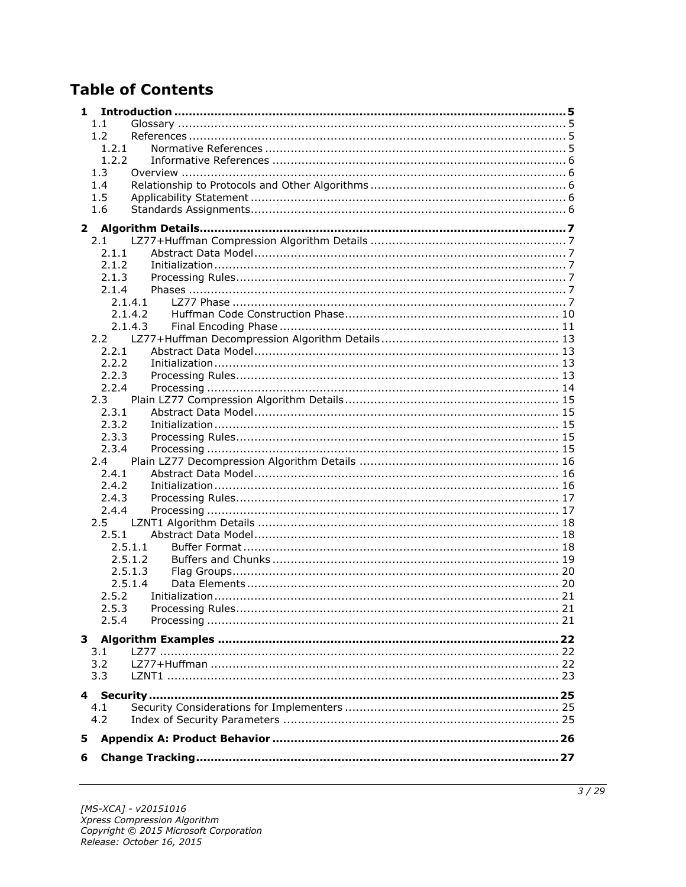# Table of Contents

**1 Introduction .......................................................................................................... 5**
- 1.1 Glossary .......................................................................................................... 5
- 1.2 References ........................................................................................................ 5
  - 1.2.1 Normative References .................................................................................. 5
  - 1.2.2 Informative References ................................................................................ 6
- 1.3 Overview .......................................................................................................... 6
- 1.4 Relationship to Protocols and Other Algorithms ...................................................... 6
- 1.5 Applicability Statement ...................................................................................... 6
- 1.6 Standards Assignments...................................................................................... 6

**2 Algorithm Details.................................................................................................... 7**
- 2.1 LZ77+Huffman Compression Algorithm Details ..................................................... 7
  - 2.1.1 Abstract Data Model..................................................................................... 7
  - 2.1.2 Initialization................................................................................................ 7
  - 2.1.3 Processing Rules.......................................................................................... 7
  - 2.1.4 Phases ....................................................................................................... 7
    - 2.1.4.1 LZ77 Phase ............................................................................................ 7
    - 2.1.4.2 Huffman Code Construction Phase........................................................... 10
    - 2.1.4.3 Final Encoding Phase ............................................................................ 11
- 2.2 LZ77+Huffman Decompression Algorithm Details ................................................. 13
  - 2.2.1 Abstract Data Model................................................................................... 13
  - 2.2.2 Initialization.............................................................................................. 13
  - 2.2.3 Processing Rules........................................................................................ 13
  - 2.2.4 Processing ................................................................................................ 14
- 2.3 Plain LZ77 Compression Algorithm Details ........................................................... 15
  - 2.3.1 Abstract Data Model................................................................................... 15
  - 2.3.2 Initialization.............................................................................................. 15
  - 2.3.3 Processing Rules........................................................................................ 15
  - 2.3.4 Processing ................................................................................................ 15
- 2.4 Plain LZ77 Decompression Algorithm Details ....................................................... 16
  - 2.4.1 Abstract Data Model................................................................................... 16
  - 2.4.2 Initialization.............................................................................................. 16
  - 2.4.3 Processing Rules........................................................................................ 17
  - 2.4.4 Processing ................................................................................................ 17
- 2.5 LZNT1 Algorithm Details .................................................................................. 18
  - 2.5.1 Abstract Data Model................................................................................... 18
    - 2.5.1.1 Buffer Format...................................................................................... 18
    - 2.5.1.2 Buffers and Chunks .............................................................................. 19
    - 2.5.1.3 Flag Groups......................................................................................... 20
    - 2.5.1.4 Data Elements ..................................................................................... 20
  - 2.5.2 Initialization.............................................................................................. 21
  - 2.5.3 Processing Rules........................................................................................ 21
  - 2.5.4 Processing ................................................................................................ 21

**3 Algorithm Examples ............................................................................................. 22**
- 3.1 LZ77 .............................................................................................................. 22
- 3.2 LZ77+Huffman ................................................................................................ 22
- 3.3 LZNT1 ............................................................................................................ 23

**4 Security................................................................................................................ 25**
- 4.1 Security Considerations for Implementers ........................................................... 25
- 4.2 Index of Security Parameters ............................................................................ 25

**5 Appendix A: Product Behavior .............................................................................. 26**

**6 Change Tracking................................................................................................... 27**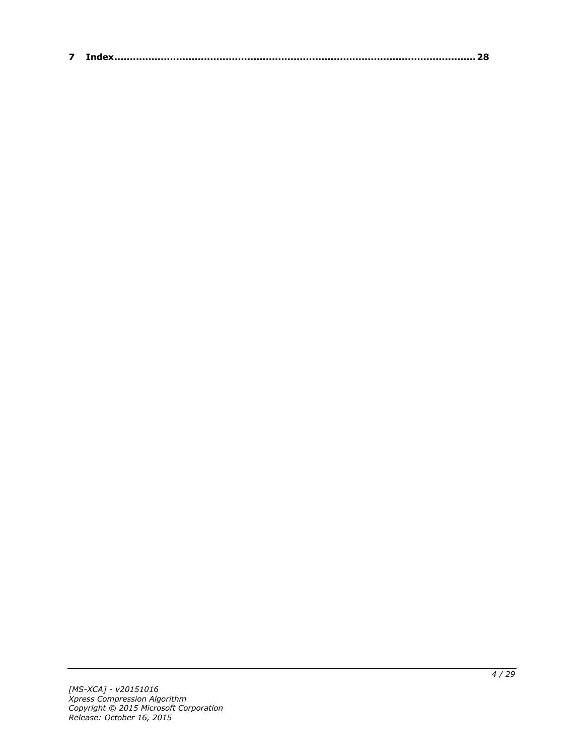**7 Index.................................................................................................................. 28**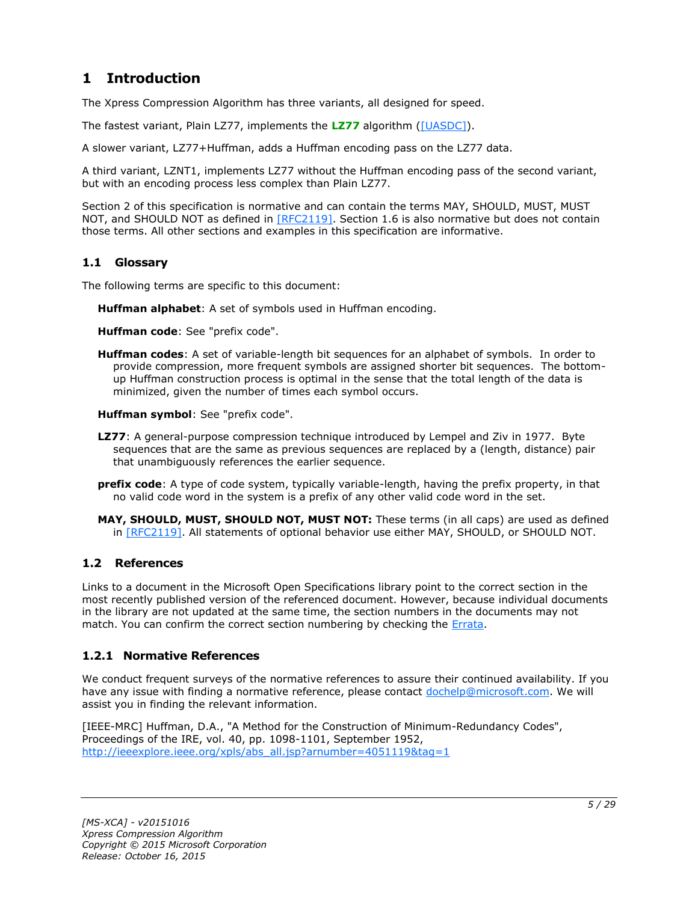# 1 Introduction

The Xpress Compression Algorithm has three variants, all designed for speed.

The fastest variant, Plain LZ77, implements the **LZ77** algorithm ([UASDC]).

A slower variant, LZ77+Huffman, adds a Huffman encoding pass on the LZ77 data.

A third variant, LZNT1, implements LZ77 without the Huffman encoding pass of the second variant, but with an encoding process less complex than Plain LZ77.

Section 2 of this specification is normative and can contain the terms MAY, SHOULD, MUST, MUST NOT, and SHOULD NOT as defined in [RFC2119]. Section 1.6 is also normative but does not contain those terms. All other sections and examples in this specification are informative.

## 1.1 Glossary

The following terms are specific to this document:

**Huffman alphabet**: A set of symbols used in Huffman encoding.

**Huffman code**: See "prefix code".

**Huffman codes**: A set of variable-length bit sequences for an alphabet of symbols. In order to provide compression, more frequent symbols are assigned shorter bit sequences. The bottom-up Huffman construction process is optimal in the sense that the total length of the data is minimized, given the number of times each symbol occurs.

**Huffman symbol**: See "prefix code".

**LZ77**: A general-purpose compression technique introduced by Lempel and Ziv in 1977. Byte sequences that are the same as previous sequences are replaced by a (length, distance) pair that unambiguously references the earlier sequence.

**prefix code**: A type of code system, typically variable-length, having the prefix property, in that no valid code word in the system is a prefix of any other valid code word in the set.

**MAY, SHOULD, MUST, SHOULD NOT, MUST NOT:** These terms (in all caps) are used as defined in [RFC2119]. All statements of optional behavior use either MAY, SHOULD, or SHOULD NOT.

## 1.2 References

Links to a document in the Microsoft Open Specifications library point to the correct section in the most recently published version of the referenced document. However, because individual documents in the library are not updated at the same time, the section numbers in the documents may not match. You can confirm the correct section numbering by checking the Errata.

### 1.2.1 Normative References

We conduct frequent surveys of the normative references to assure their continued availability. If you have any issue with finding a normative reference, please contact dochelp@microsoft.com. We will assist you in finding the relevant information.

[IEEE-MRC] Huffman, D.A., "A Method for the Construction of Minimum-Redundancy Codes", Proceedings of the IRE, vol. 40, pp. 1098-1101, September 1952, http://ieeexplore.ieee.org/xpls/abs_all.jsp?arnumber=4051119&tag=1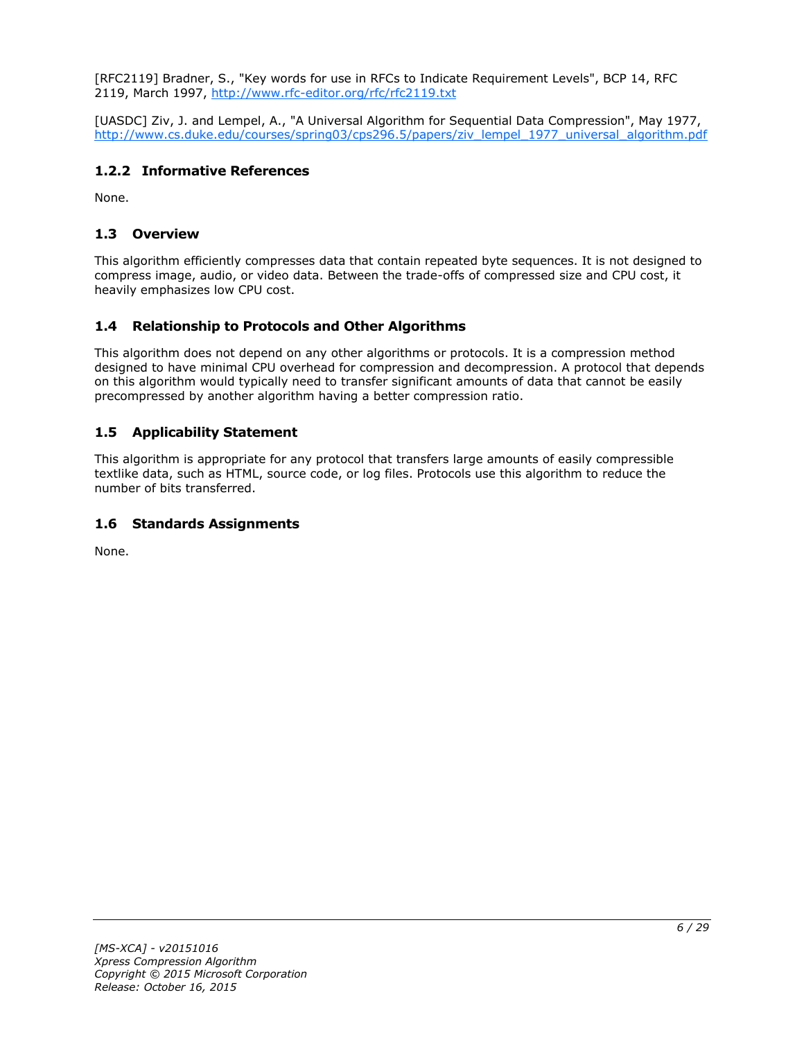[RFC2119] Bradner, S., "Key words for use in RFCs to Indicate Requirement Levels", BCP 14, RFC 2119, March 1997, http://www.rfc-editor.org/rfc/rfc2119.txt

[UASDC] Ziv, J. and Lempel, A., "A Universal Algorithm for Sequential Data Compression", May 1977, http://www.cs.duke.edu/courses/spring03/cps296.5/papers/ziv_lempel_1977_universal_algorithm.pdf

### 1.2.2 Informative References

None.

## 1.3 Overview

This algorithm efficiently compresses data that contain repeated byte sequences. It is not designed to compress image, audio, or video data. Between the trade-offs of compressed size and CPU cost, it heavily emphasizes low CPU cost.

## 1.4 Relationship to Protocols and Other Algorithms

This algorithm does not depend on any other algorithms or protocols. It is a compression method designed to have minimal CPU overhead for compression and decompression. A protocol that depends on this algorithm would typically need to transfer significant amounts of data that cannot be easily precompressed by another algorithm having a better compression ratio.

## 1.5 Applicability Statement

This algorithm is appropriate for any protocol that transfers large amounts of easily compressible textlike data, such as HTML, source code, or log files. Protocols use this algorithm to reduce the number of bits transferred.

## 1.6 Standards Assignments

None.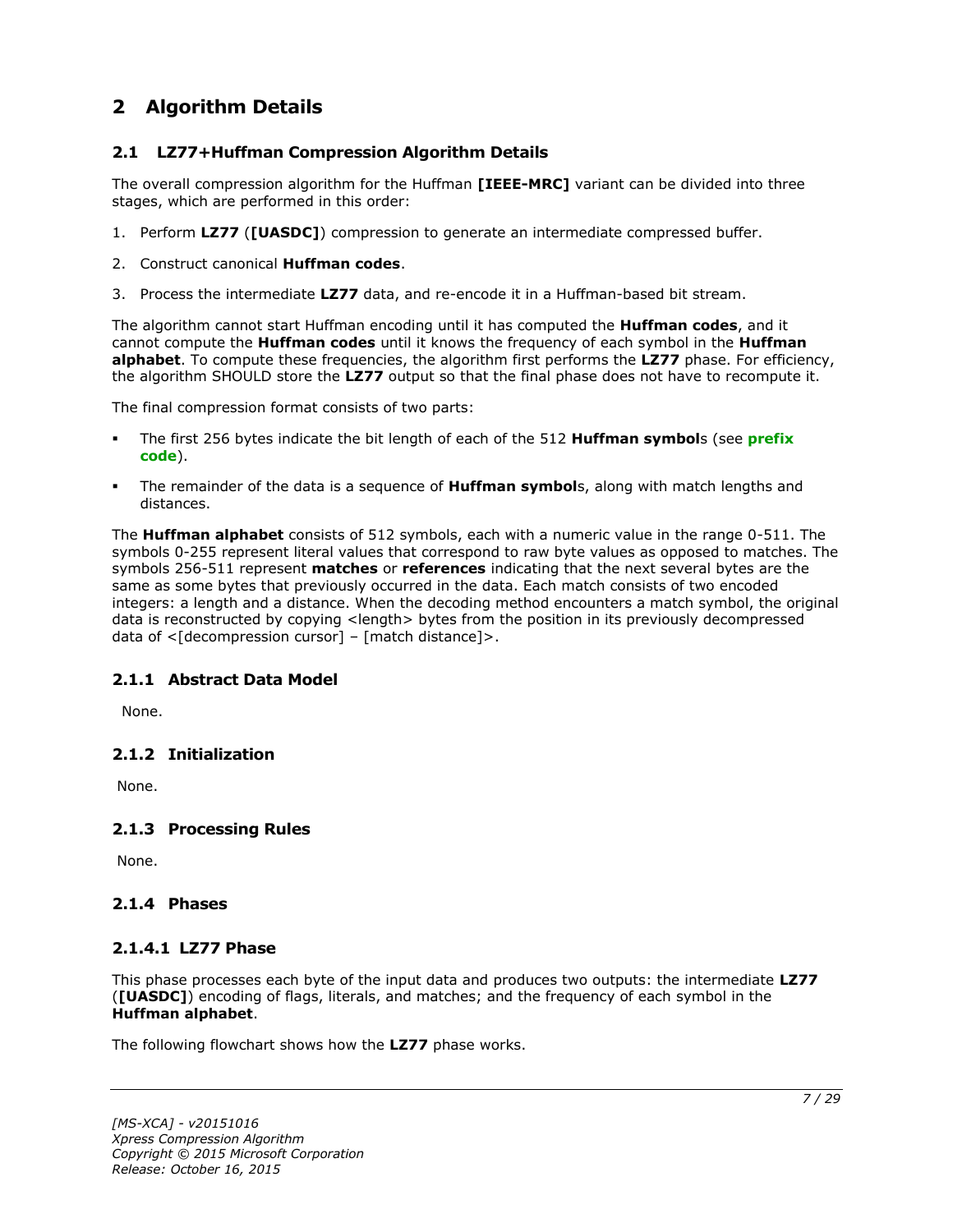# 2 Algorithm Details

## 2.1 LZ77+Huffman Compression Algorithm Details

The overall compression algorithm for the Huffman **[IEEE-MRC]** variant can be divided into three stages, which are performed in this order:

1. Perform **LZ77** (**[UASDC]**) compression to generate an intermediate compressed buffer.
2. Construct canonical **Huffman codes**.
3. Process the intermediate **LZ77** data, and re-encode it in a Huffman-based bit stream.

The algorithm cannot start Huffman encoding until it has computed the **Huffman codes**, and it cannot compute the **Huffman codes** until it knows the frequency of each symbol in the **Huffman alphabet**. To compute these frequencies, the algorithm first performs the **LZ77** phase. For efficiency, the algorithm SHOULD store the **LZ77** output so that the final phase does not have to recompute it.

The final compression format consists of two parts:

- The first 256 bytes indicate the bit length of each of the 512 **Huffman symbol**s (see **prefix code**).
- The remainder of the data is a sequence of **Huffman symbol**s, along with match lengths and distances.

The **Huffman alphabet** consists of 512 symbols, each with a numeric value in the range 0-511. The symbols 0-255 represent literal values that correspond to raw byte values as opposed to matches. The symbols 256-511 represent **matches** or **references** indicating that the next several bytes are the same as some bytes that previously occurred in the data. Each match consists of two encoded integers: a length and a distance. When the decoding method encounters a match symbol, the original data is reconstructed by copying <length> bytes from the position in its previously decompressed data of <[decompression cursor] – [match distance]>.

### 2.1.1 Abstract Data Model

None.

### 2.1.2 Initialization

None.

### 2.1.3 Processing Rules

None.

### 2.1.4 Phases

#### 2.1.4.1 LZ77 Phase

This phase processes each byte of the input data and produces two outputs: the intermediate **LZ77** (**[UASDC]**) encoding of flags, literals, and matches; and the frequency of each symbol in the **Huffman alphabet**.

The following flowchart shows how the **LZ77** phase works.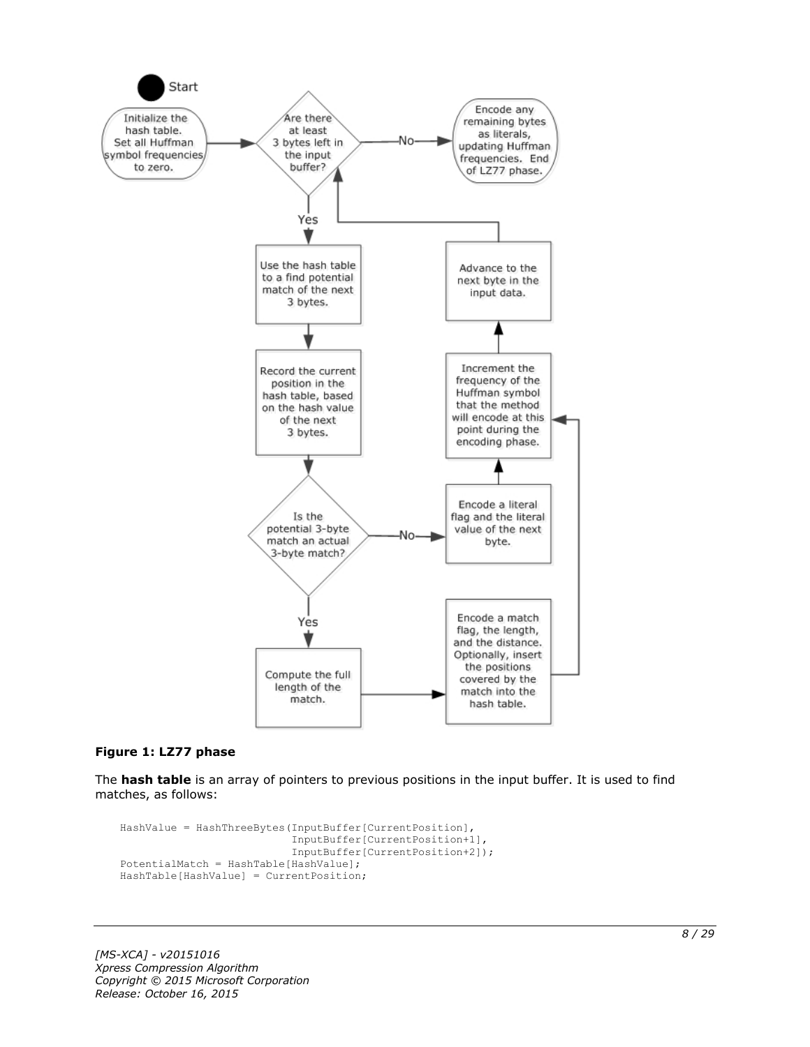**Figure 1: LZ77 phase**

The **hash table** is an array of pointers to previous positions in the input buffer. It is used to find matches, as follows:

```
HashValue = HashThreeBytes(InputBuffer[CurrentPosition],
                           InputBuffer[CurrentPosition+1],
                           InputBuffer[CurrentPosition+2]);
PotentialMatch = HashTable[HashValue];
HashTable[HashValue] = CurrentPosition;
```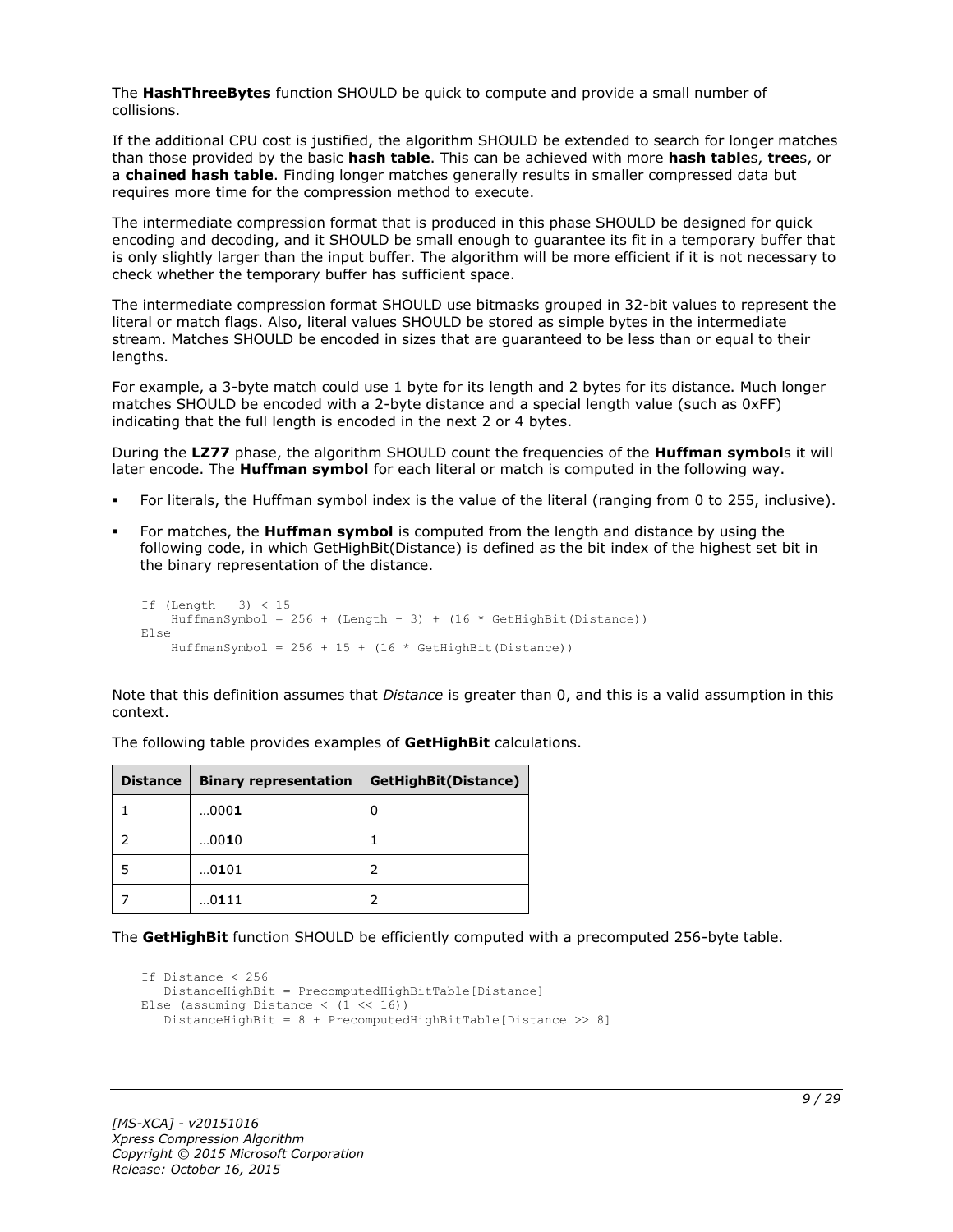The **HashThreeBytes** function SHOULD be quick to compute and provide a small number of collisions.

If the additional CPU cost is justified, the algorithm SHOULD be extended to search for longer matches than those provided by the basic **hash table**. This can be achieved with more **hash table**s, **tree**s, or a **chained hash table**. Finding longer matches generally results in smaller compressed data but requires more time for the compression method to execute.

The intermediate compression format that is produced in this phase SHOULD be designed for quick encoding and decoding, and it SHOULD be small enough to guarantee its fit in a temporary buffer that is only slightly larger than the input buffer. The algorithm will be more efficient if it is not necessary to check whether the temporary buffer has sufficient space.

The intermediate compression format SHOULD use bitmasks grouped in 32-bit values to represent the literal or match flags. Also, literal values SHOULD be stored as simple bytes in the intermediate stream. Matches SHOULD be encoded in sizes that are guaranteed to be less than or equal to their lengths.

For example, a 3-byte match could use 1 byte for its length and 2 bytes for its distance. Much longer matches SHOULD be encoded with a 2-byte distance and a special length value (such as 0xFF) indicating that the full length is encoded in the next 2 or 4 bytes.

During the **LZ77** phase, the algorithm SHOULD count the frequencies of the **Huffman symbol**s it will later encode. The **Huffman symbol** for each literal or match is computed in the following way.

- For literals, the Huffman symbol index is the value of the literal (ranging from 0 to 255, inclusive).
- For matches, the **Huffman symbol** is computed from the length and distance by using the following code, in which GetHighBit(Distance) is defined as the bit index of the highest set bit in the binary representation of the distance.

```
If (Length - 3) < 15
    HuffmanSymbol = 256 + (Length - 3) + (16 * GetHighBit(Distance))
Else
    HuffmanSymbol = 256 + 15 + (16 * GetHighBit(Distance))
```

Note that this definition assumes that *Distance* is greater than 0, and this is a valid assumption in this context.

The following table provides examples of **GetHighBit** calculations.

| Distance | Binary representation | GetHighBit(Distance) |
|---|---|---|
| 1 | …000**1** | 0 |
| 2 | …00**1**0 | 1 |
| 5 | …0**1**01 | 2 |
| 7 | …0**1**11 | 2 |

The **GetHighBit** function SHOULD be efficiently computed with a precomputed 256-byte table.

```
If Distance < 256
   DistanceHighBit = PrecomputedHighBitTable[Distance]
Else (assuming Distance < (1 << 16))
   DistanceHighBit = 8 + PrecomputedHighBitTable[Distance >> 8]
```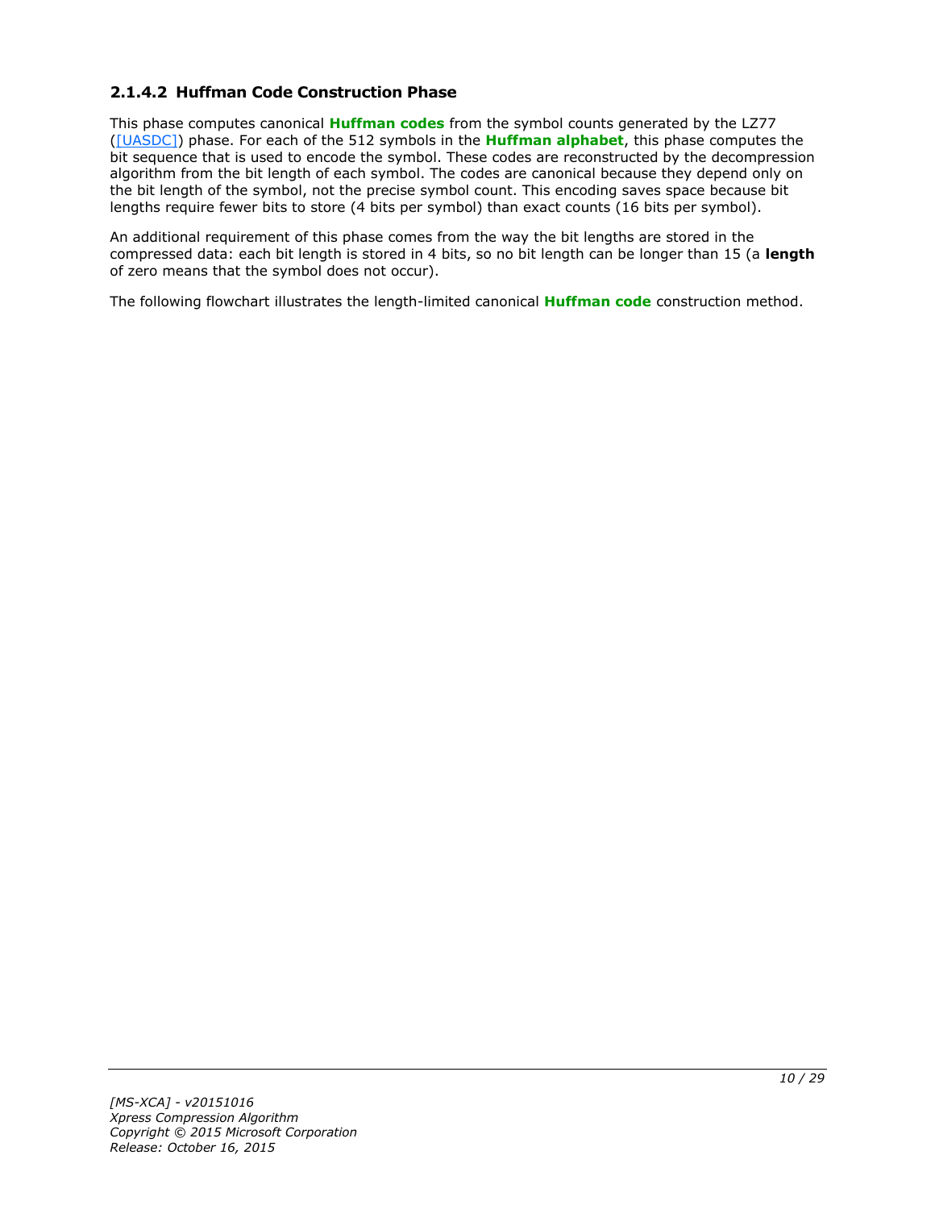### 2.1.4.2 Huffman Code Construction Phase

This phase computes canonical **Huffman codes** from the symbol counts generated by the LZ77 ([UASDC]) phase. For each of the 512 symbols in the **Huffman alphabet**, this phase computes the bit sequence that is used to encode the symbol. These codes are reconstructed by the decompression algorithm from the bit length of each symbol. The codes are canonical because they depend only on the bit length of the symbol, not the precise symbol count. This encoding saves space because bit lengths require fewer bits to store (4 bits per symbol) than exact counts (16 bits per symbol).

An additional requirement of this phase comes from the way the bit lengths are stored in the compressed data: each bit length is stored in 4 bits, so no bit length can be longer than 15 (a **length** of zero means that the symbol does not occur).

The following flowchart illustrates the length-limited canonical **Huffman code** construction method.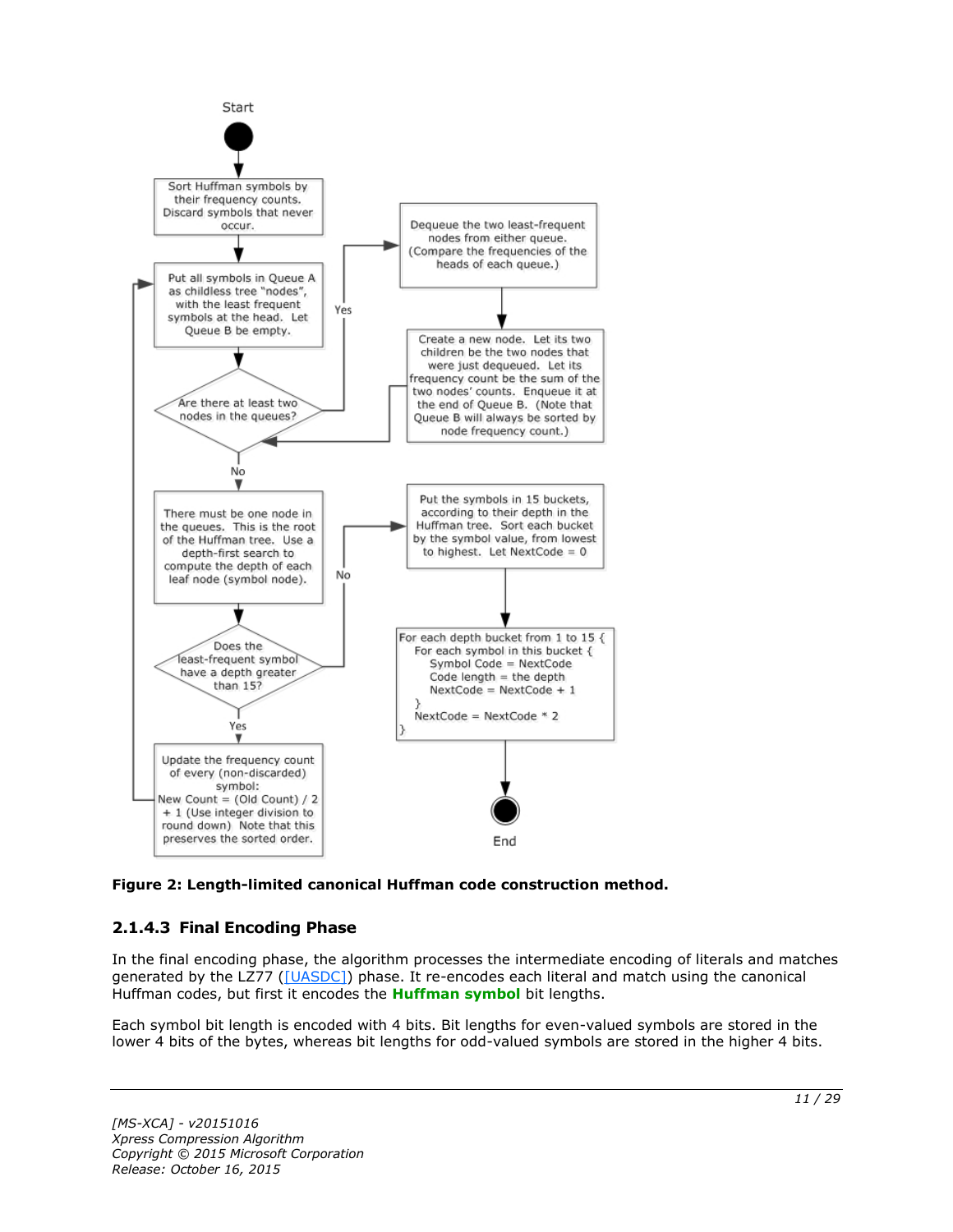Start

Sort Huffman symbols by their frequency counts. Discard symbols that never occur.

Put all symbols in Queue A as childless tree "nodes", with the least frequent symbols at the head. Let Queue B be empty.

Are there at least two nodes in the queues?

Yes

Dequeue the two least-frequent nodes from either queue. (Compare the frequencies of the heads of each queue.)

Create a new node. Let its two children be the two nodes that were just dequeued. Let its frequency count be the sum of the two nodes' counts. Enqueue it at the end of Queue B. (Note that Queue B will always be sorted by node frequency count.)

No

There must be one node in the queues. This is the root of the Huffman tree. Use a depth-first search to compute the depth of each leaf node (symbol node).

Does the least-frequent symbol have a depth greater than 15?

Yes

Update the frequency count of every (non-discarded) symbol: New Count = (Old Count) / 2 + 1 (Use integer division to round down) Note that this preserves the sorted order.

No

Put the symbols in 15 buckets, according to their depth in the Huffman tree. Sort each bucket by the symbol value, from lowest to highest. Let NextCode = 0

```
For each depth bucket from 1 to 15 {
  For each symbol in this bucket {
    Symbol Code = NextCode
    Code length = the depth
    NextCode = NextCode + 1
  }
  NextCode = NextCode * 2
}
```

End

**Figure 2: Length-limited canonical Huffman code construction method.**

### 2.1.4.3 Final Encoding Phase

In the final encoding phase, the algorithm processes the intermediate encoding of literals and matches generated by the LZ77 ([UASDC]) phase. It re-encodes each literal and match using the canonical Huffman codes, but first it encodes the **Huffman symbol** bit lengths.

Each symbol bit length is encoded with 4 bits. Bit lengths for even-valued symbols are stored in the lower 4 bits of the bytes, whereas bit lengths for odd-valued symbols are stored in the higher 4 bits.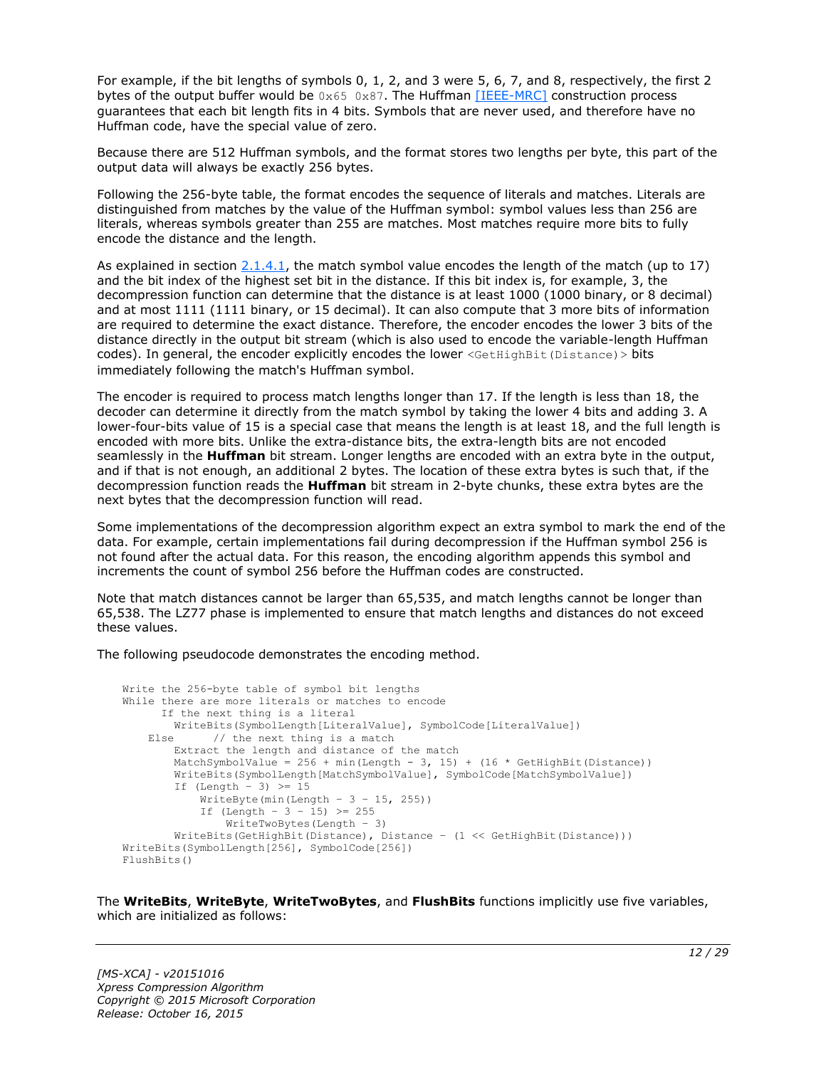For example, if the bit lengths of symbols 0, 1, 2, and 3 were 5, 6, 7, and 8, respectively, the first 2 bytes of the output buffer would be `0x65 0x87`. The Huffman [IEEE-MRC] construction process guarantees that each bit length fits in 4 bits. Symbols that are never used, and therefore have no Huffman code, have the special value of zero.

Because there are 512 Huffman symbols, and the format stores two lengths per byte, this part of the output data will always be exactly 256 bytes.

Following the 256-byte table, the format encodes the sequence of literals and matches. Literals are distinguished from matches by the value of the Huffman symbol: symbol values less than 256 are literals, whereas symbols greater than 255 are matches. Most matches require more bits to fully encode the distance and the length.

As explained in section 2.1.4.1, the match symbol value encodes the length of the match (up to 17) and the bit index of the highest set bit in the distance. If this bit index is, for example, 3, the decompression function can determine that the distance is at least 1000 (1000 binary, or 8 decimal) and at most 1111 (1111 binary, or 15 decimal). It can also compute that 3 more bits of information are required to determine the exact distance. Therefore, the encoder encodes the lower 3 bits of the distance directly in the output bit stream (which is also used to encode the variable-length Huffman codes). In general, the encoder explicitly encodes the lower `<GetHighBit(Distance)>` bits immediately following the match's Huffman symbol.

The encoder is required to process match lengths longer than 17. If the length is less than 18, the decoder can determine it directly from the match symbol by taking the lower 4 bits and adding 3. A lower-four-bits value of 15 is a special case that means the length is at least 18, and the full length is encoded with more bits. Unlike the extra-distance bits, the extra-length bits are not encoded seamlessly in the **Huffman** bit stream. Longer lengths are encoded with an extra byte in the output, and if that is not enough, an additional 2 bytes. The location of these extra bytes is such that, if the decompression function reads the **Huffman** bit stream in 2-byte chunks, these extra bytes are the next bytes that the decompression function will read.

Some implementations of the decompression algorithm expect an extra symbol to mark the end of the data. For example, certain implementations fail during decompression if the Huffman symbol 256 is not found after the actual data. For this reason, the encoding algorithm appends this symbol and increments the count of symbol 256 before the Huffman codes are constructed.

Note that match distances cannot be larger than 65,535, and match lengths cannot be longer than 65,538. The LZ77 phase is implemented to ensure that match lengths and distances do not exceed these values.

The following pseudocode demonstrates the encoding method.

```
Write the 256-byte table of symbol bit lengths
While there are more literals or matches to encode
      If the next thing is a literal
        WriteBits(SymbolLength[LiteralValue], SymbolCode[LiteralValue])
    Else      // the next thing is a match
        Extract the length and distance of the match
        MatchSymbolValue = 256 + min(Length - 3, 15) + (16 * GetHighBit(Distance))
        WriteBits(SymbolLength[MatchSymbolValue], SymbolCode[MatchSymbolValue])
        If (Length - 3) >= 15
            WriteByte(min(Length - 3 - 15, 255))
            If (Length - 3 - 15) >= 255
                WriteTwoBytes(Length - 3)
        WriteBits(GetHighBit(Distance), Distance - (1 << GetHighBit(Distance)))
WriteBits(SymbolLength[256], SymbolCode[256])
FlushBits()
```

The **WriteBits**, **WriteByte**, **WriteTwoBytes**, and **FlushBits** functions implicitly use five variables, which are initialized as follows: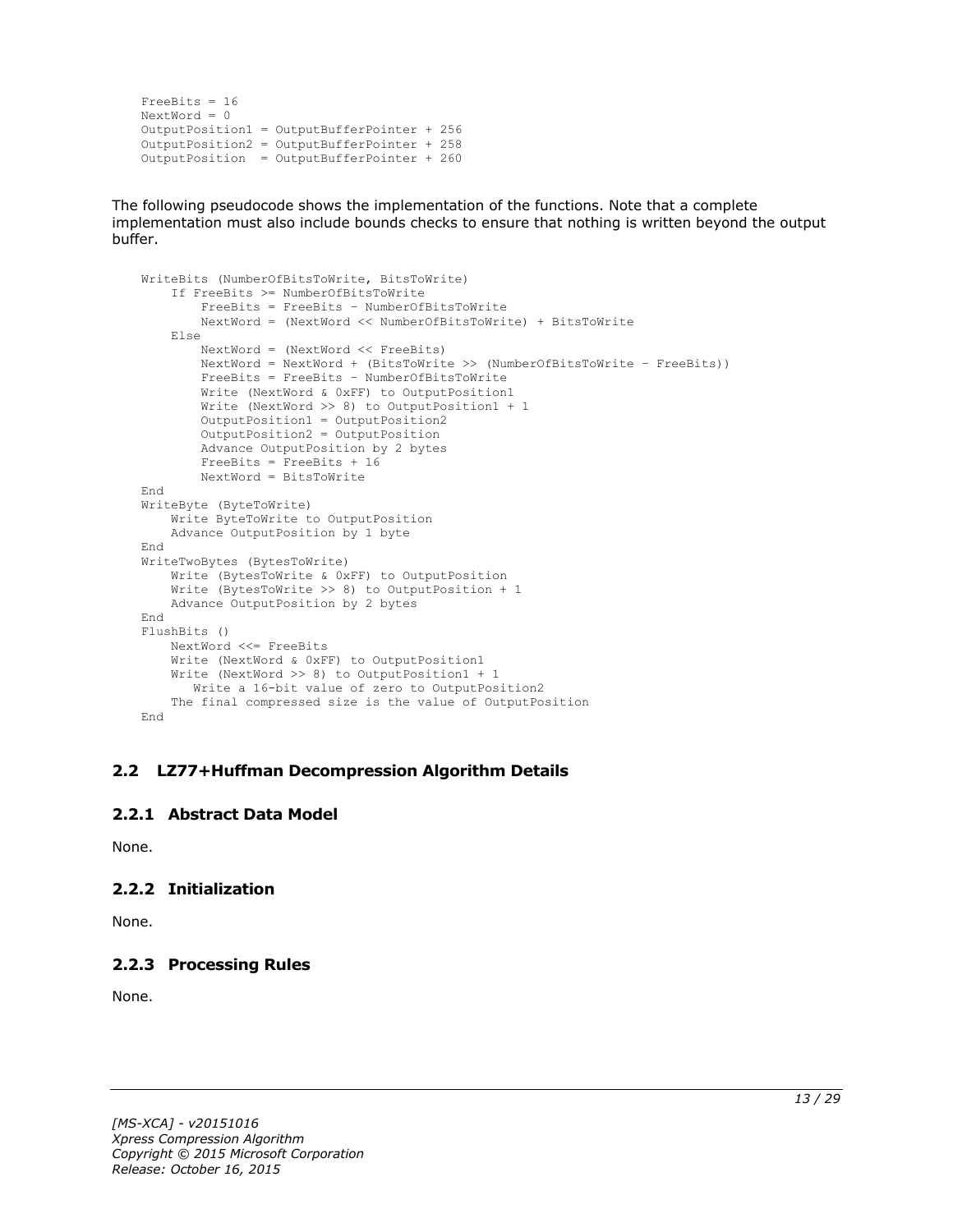```
FreeBits = 16
NextWord = 0
OutputPosition1 = OutputBufferPointer + 256
OutputPosition2 = OutputBufferPointer + 258
OutputPosition  = OutputBufferPointer + 260
```

The following pseudocode shows the implementation of the functions. Note that a complete implementation must also include bounds checks to ensure that nothing is written beyond the output buffer.

```
WriteBits (NumberOfBitsToWrite, BitsToWrite)
    If FreeBits >= NumberOfBitsToWrite
        FreeBits = FreeBits – NumberOfBitsToWrite
        NextWord = (NextWord << NumberOfBitsToWrite) + BitsToWrite
    Else
        NextWord = (NextWord << FreeBits)
        NextWord = NextWord + (BitsToWrite >> (NumberOfBitsToWrite – FreeBits))
        FreeBits = FreeBits – NumberOfBitsToWrite
        Write (NextWord & 0xFF) to OutputPosition1
        Write (NextWord >> 8) to OutputPosition1 + 1
        OutputPosition1 = OutputPosition2
        OutputPosition2 = OutputPosition
        Advance OutputPosition by 2 bytes
        FreeBits = FreeBits + 16
        NextWord = BitsToWrite
End
WriteByte (ByteToWrite)
    Write ByteToWrite to OutputPosition
    Advance OutputPosition by 1 byte
End
WriteTwoBytes (BytesToWrite)
    Write (BytesToWrite & 0xFF) to OutputPosition
    Write (BytesToWrite >> 8) to OutputPosition + 1
    Advance OutputPosition by 2 bytes
End
FlushBits ()
    NextWord <<= FreeBits
    Write (NextWord & 0xFF) to OutputPosition1
    Write (NextWord >> 8) to OutputPosition1 + 1
       Write a 16-bit value of zero to OutputPosition2
    The final compressed size is the value of OutputPosition
End
```

## 2.2 LZ77+Huffman Decompression Algorithm Details

### 2.2.1 Abstract Data Model

None.

### 2.2.2 Initialization

None.

### 2.2.3 Processing Rules

None.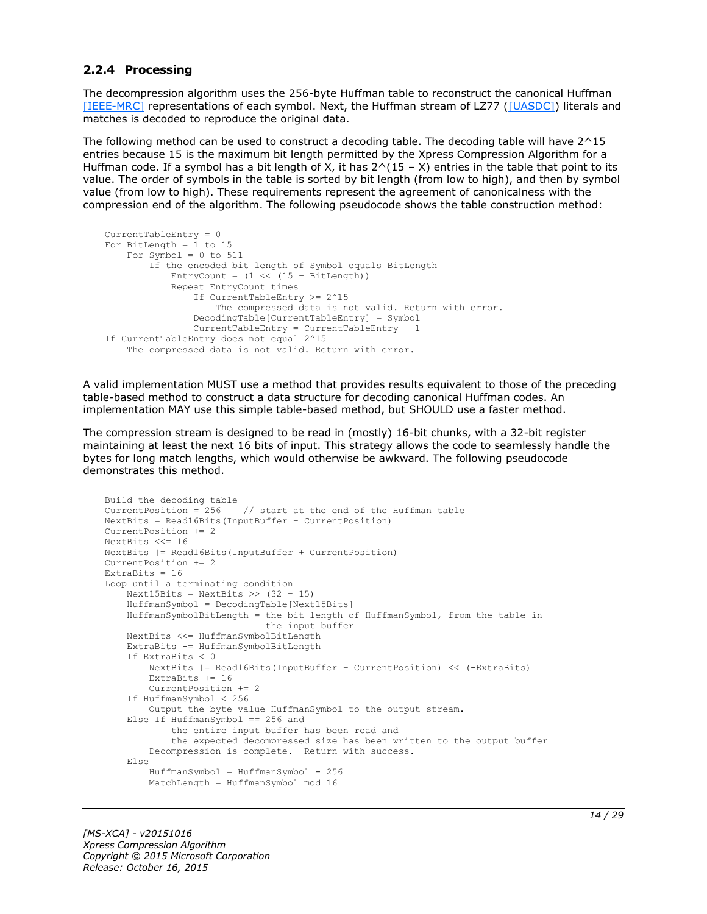### 2.2.4 Processing

The decompression algorithm uses the 256-byte Huffman table to reconstruct the canonical Huffman [IEEE-MRC] representations of each symbol. Next, the Huffman stream of LZ77 ([UASDC]) literals and matches is decoded to reproduce the original data.

The following method can be used to construct a decoding table. The decoding table will have 2^15 entries because 15 is the maximum bit length permitted by the Xpress Compression Algorithm for a Huffman code. If a symbol has a bit length of X, it has 2^(15 – X) entries in the table that point to its value. The order of symbols in the table is sorted by bit length (from low to high), and then by symbol value (from low to high). These requirements represent the agreement of canonicalness with the compression end of the algorithm. The following pseudocode shows the table construction method:

```
CurrentTableEntry = 0
For BitLength = 1 to 15
    For Symbol = 0 to 511
        If the encoded bit length of Symbol equals BitLength
            EntryCount = (1 << (15 – BitLength))
            Repeat EntryCount times
                If CurrentTableEntry >= 2^15
                    The compressed data is not valid. Return with error.
                DecodingTable[CurrentTableEntry] = Symbol
                CurrentTableEntry = CurrentTableEntry + 1
If CurrentTableEntry does not equal 2^15
    The compressed data is not valid. Return with error.
```

A valid implementation MUST use a method that provides results equivalent to those of the preceding table-based method to construct a data structure for decoding canonical Huffman codes. An implementation MAY use this simple table-based method, but SHOULD use a faster method.

The compression stream is designed to be read in (mostly) 16-bit chunks, with a 32-bit register maintaining at least the next 16 bits of input. This strategy allows the code to seamlessly handle the bytes for long match lengths, which would otherwise be awkward. The following pseudocode demonstrates this method.

```
Build the decoding table
CurrentPosition = 256    // start at the end of the Huffman table
NextBits = Read16Bits(InputBuffer + CurrentPosition)
CurrentPosition += 2
NextBits <<= 16
NextBits |= Read16Bits(InputBuffer + CurrentPosition)
CurrentPosition += 2
ExtraBits = 16
Loop until a terminating condition
    Next15Bits = NextBits >> (32 – 15)
    HuffmanSymbol = DecodingTable[Next15Bits]
    HuffmanSymbolBitLength = the bit length of HuffmanSymbol, from the table in
                             the input buffer
    NextBits <<= HuffmanSymbolBitLength
    ExtraBits -= HuffmanSymbolBitLength
    If ExtraBits < 0
        NextBits |= Read16Bits(InputBuffer + CurrentPosition) << (-ExtraBits)
        ExtraBits += 16
        CurrentPosition += 2
    If HuffmanSymbol < 256
        Output the byte value HuffmanSymbol to the output stream.
    Else If HuffmanSymbol == 256 and
            the entire input buffer has been read and
            the expected decompressed size has been written to the output buffer
        Decompression is complete.  Return with success.
    Else
        HuffmanSymbol = HuffmanSymbol - 256
        MatchLength = HuffmanSymbol mod 16
```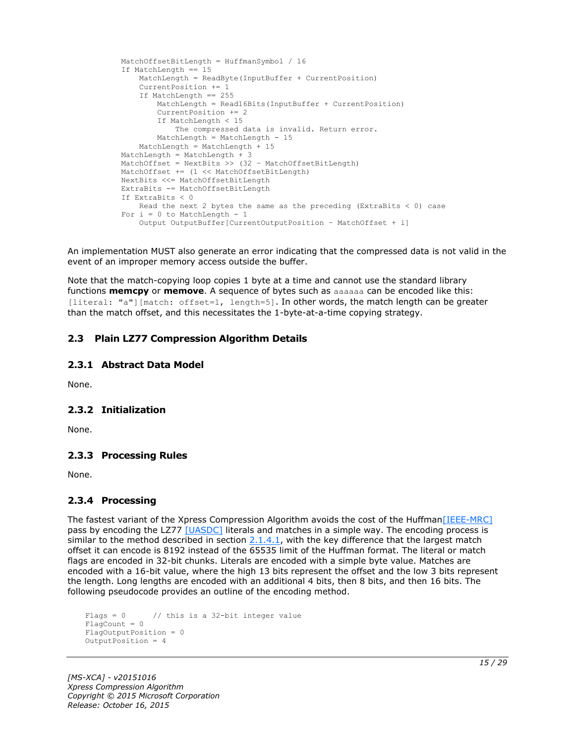```
        MatchOffsetBitLength = HuffmanSymbol / 16
        If MatchLength == 15
            MatchLength = ReadByte(InputBuffer + CurrentPosition)
            CurrentPosition += 1
            If MatchLength == 255
                MatchLength = Read16Bits(InputBuffer + CurrentPosition)
                CurrentPosition += 2
                If MatchLength < 15
                    The compressed data is invalid. Return error.
                MatchLength = MatchLength - 15
            MatchLength = MatchLength + 15
        MatchLength = MatchLength + 3
        MatchOffset = NextBits >> (32 - MatchOffsetBitLength)
        MatchOffset += (1 << MatchOffsetBitLength)
        NextBits <<= MatchOffsetBitLength
        ExtraBits -= MatchOffsetBitLength
        If ExtraBits < 0
            Read the next 2 bytes the same as the preceding (ExtraBits < 0) case
        For i = 0 to MatchLength - 1
            Output OutputBuffer[CurrentOutputPosition - MatchOffset + i]
```

An implementation MUST also generate an error indicating that the compressed data is not valid in the event of an improper memory access outside the buffer.

Note that the match-copying loop copies 1 byte at a time and cannot use the standard library functions **memcpy** or **memove**. A sequence of bytes such as `aaaaaa` can be encoded like this: `[literal: "a"][match: offset=1, length=5]`. In other words, the match length can be greater than the match offset, and this necessitates the 1-byte-at-a-time copying strategy.

## 2.3 Plain LZ77 Compression Algorithm Details

### 2.3.1 Abstract Data Model

None.

### 2.3.2 Initialization

None.

### 2.3.3 Processing Rules

None.

### 2.3.4 Processing

The fastest variant of the Xpress Compression Algorithm avoids the cost of the Huffman[IEEE-MRC] pass by encoding the LZ77 [UASDC] literals and matches in a simple way. The encoding process is similar to the method described in section 2.1.4.1, with the key difference that the largest match offset it can encode is 8192 instead of the 65535 limit of the Huffman format. The literal or match flags are encoded in 32-bit chunks. Literals are encoded with a simple byte value. Matches are encoded with a 16-bit value, where the high 13 bits represent the offset and the low 3 bits represent the length. Long lengths are encoded with an additional 4 bits, then 8 bits, and then 16 bits. The following pseudocode provides an outline of the encoding method.

```
Flags = 0       // this is a 32-bit integer value
FlagCount = 0
FlagOutputPosition = 0
OutputPosition = 4
```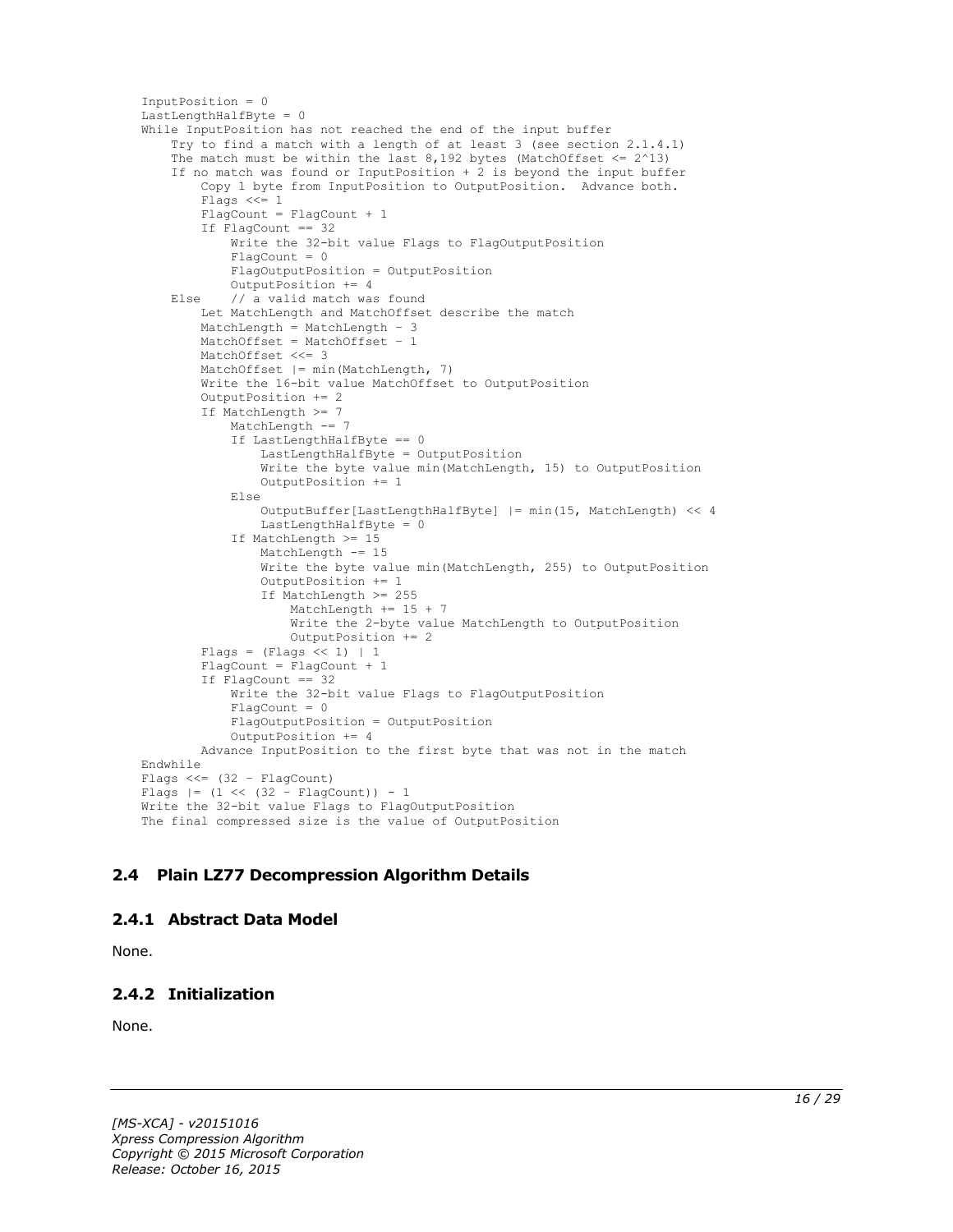```
InputPosition = 0
LastLengthHalfByte = 0
While InputPosition has not reached the end of the input buffer
    Try to find a match with a length of at least 3 (see section 2.1.4.1)
    The match must be within the last 8,192 bytes (MatchOffset <= 2^13)
    If no match was found or InputPosition + 2 is beyond the input buffer
        Copy 1 byte from InputPosition to OutputPosition.  Advance both.
        Flags <<= 1
        FlagCount = FlagCount + 1
        If FlagCount == 32
            Write the 32-bit value Flags to FlagOutputPosition
            FlagCount = 0
            FlagOutputPosition = OutputPosition
            OutputPosition += 4
    Else    // a valid match was found
        Let MatchLength and MatchOffset describe the match
        MatchLength = MatchLength - 3
        MatchOffset = MatchOffset - 1
        MatchOffset <<= 3
        MatchOffset |= min(MatchLength, 7)
        Write the 16-bit value MatchOffset to OutputPosition
        OutputPosition += 2
        If MatchLength >= 7
            MatchLength -= 7
            If LastLengthHalfByte == 0
                LastLengthHalfByte = OutputPosition
                Write the byte value min(MatchLength, 15) to OutputPosition
                OutputPosition += 1
            Else
                OutputBuffer[LastLengthHalfByte] |= min(15, MatchLength) << 4
                LastLengthHalfByte = 0
            If MatchLength >= 15
                MatchLength -= 15
                Write the byte value min(MatchLength, 255) to OutputPosition
                OutputPosition += 1
                If MatchLength >= 255
                    MatchLength += 15 + 7
                    Write the 2-byte value MatchLength to OutputPosition
                    OutputPosition += 2
        Flags = (Flags << 1) | 1
        FlagCount = FlagCount + 1
        If FlagCount == 32
            Write the 32-bit value Flags to FlagOutputPosition
            FlagCount = 0
            FlagOutputPosition = OutputPosition
            OutputPosition += 4
        Advance InputPosition to the first byte that was not in the match
Endwhile
Flags <<= (32 - FlagCount)
Flags |= (1 << (32 - FlagCount)) - 1
Write the 32-bit value Flags to FlagOutputPosition
The final compressed size is the value of OutputPosition
```

## 2.4 Plain LZ77 Decompression Algorithm Details

### 2.4.1 Abstract Data Model

None.

### 2.4.2 Initialization

None.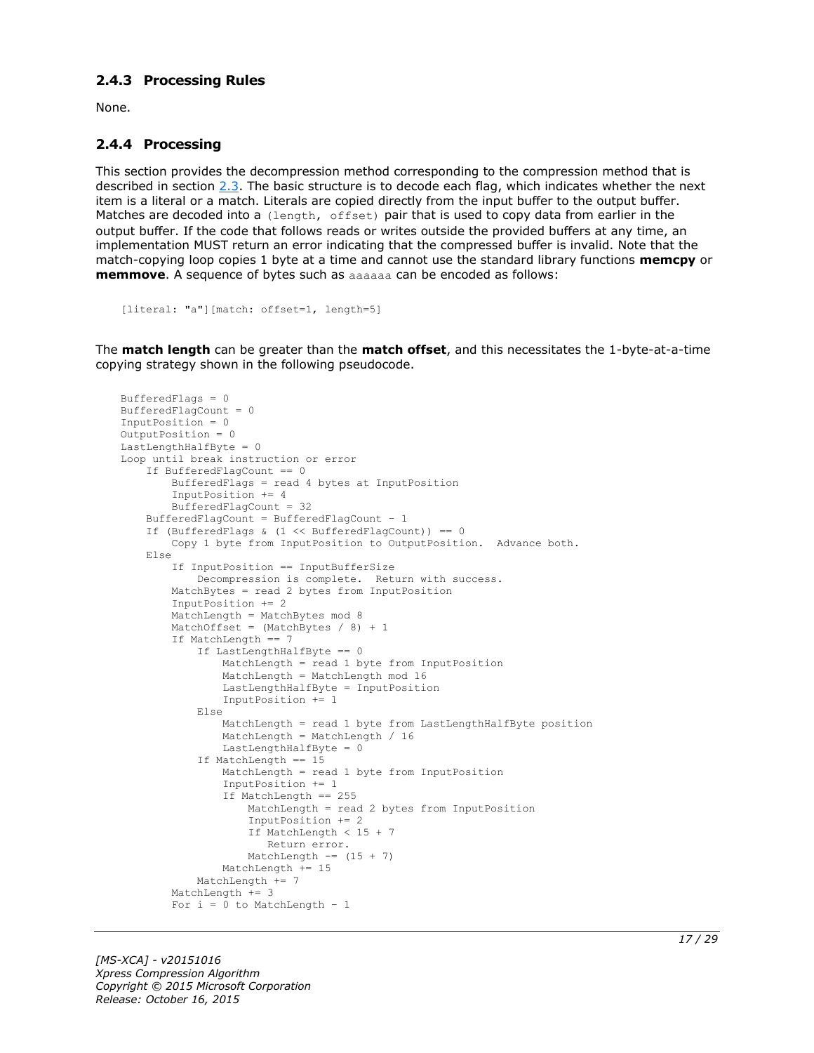### 2.4.3 Processing Rules

None.

### 2.4.4 Processing

This section provides the decompression method corresponding to the compression method that is described in section 2.3. The basic structure is to decode each flag, which indicates whether the next item is a literal or a match. Literals are copied directly from the input buffer to the output buffer. Matches are decoded into a `(length, offset)` pair that is used to copy data from earlier in the output buffer. If the code that follows reads or writes outside the provided buffers at any time, an implementation MUST return an error indicating that the compressed buffer is invalid. Note that the match-copying loop copies 1 byte at a time and cannot use the standard library functions **memcpy** or **memmove**. A sequence of bytes such as `aaaaaa` can be encoded as follows:

```
[literal: "a"][match: offset=1, length=5]
```

The **match length** can be greater than the **match offset**, and this necessitates the 1-byte-at-a-time copying strategy shown in the following pseudocode.

```
BufferedFlags = 0
BufferedFlagCount = 0
InputPosition = 0
OutputPosition = 0
LastLengthHalfByte = 0
Loop until break instruction or error
    If BufferedFlagCount == 0
        BufferedFlags = read 4 bytes at InputPosition
        InputPosition += 4
        BufferedFlagCount = 32
    BufferedFlagCount = BufferedFlagCount – 1
    If (BufferedFlags & (1 << BufferedFlagCount)) == 0
        Copy 1 byte from InputPosition to OutputPosition.  Advance both.
    Else
        If InputPosition == InputBufferSize
            Decompression is complete.  Return with success.
        MatchBytes = read 2 bytes from InputPosition
        InputPosition += 2
        MatchLength = MatchBytes mod 8
        MatchOffset = (MatchBytes / 8) + 1
        If MatchLength == 7
            If LastLengthHalfByte == 0
                MatchLength = read 1 byte from InputPosition
                MatchLength = MatchLength mod 16
                LastLengthHalfByte = InputPosition
                InputPosition += 1
            Else
                MatchLength = read 1 byte from LastLengthHalfByte position
                MatchLength = MatchLength / 16
                LastLengthHalfByte = 0
            If MatchLength == 15
                MatchLength = read 1 byte from InputPosition
                InputPosition += 1
                If MatchLength == 255
                    MatchLength = read 2 bytes from InputPosition
                    InputPosition += 2
                    If MatchLength < 15 + 7
                       Return error.
                    MatchLength -= (15 + 7)
                MatchLength += 15
            MatchLength += 7
        MatchLength += 3
        For i = 0 to MatchLength - 1
```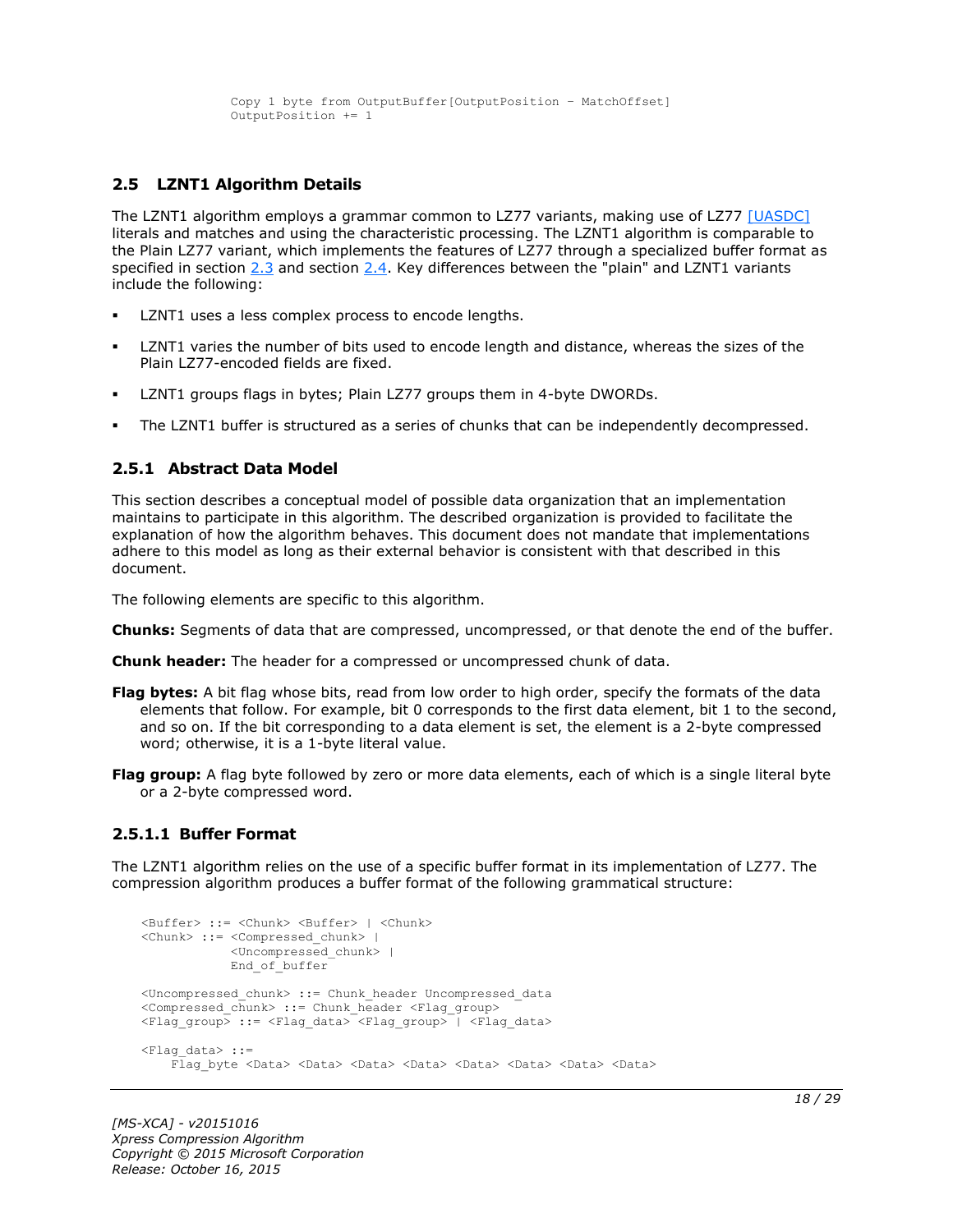```
Copy 1 byte from OutputBuffer[OutputPosition – MatchOffset]
OutputPosition += 1
```

## 2.5 LZNT1 Algorithm Details

The LZNT1 algorithm employs a grammar common to LZ77 variants, making use of LZ77 [UASDC] literals and matches and using the characteristic processing. The LZNT1 algorithm is comparable to the Plain LZ77 variant, which implements the features of LZ77 through a specialized buffer format as specified in section 2.3 and section 2.4. Key differences between the "plain" and LZNT1 variants include the following:

- LZNT1 uses a less complex process to encode lengths.
- LZNT1 varies the number of bits used to encode length and distance, whereas the sizes of the Plain LZ77-encoded fields are fixed.
- LZNT1 groups flags in bytes; Plain LZ77 groups them in 4-byte DWORDs.
- The LZNT1 buffer is structured as a series of chunks that can be independently decompressed.

### 2.5.1 Abstract Data Model

This section describes a conceptual model of possible data organization that an implementation maintains to participate in this algorithm. The described organization is provided to facilitate the explanation of how the algorithm behaves. This document does not mandate that implementations adhere to this model as long as their external behavior is consistent with that described in this document.

The following elements are specific to this algorithm.

**Chunks:** Segments of data that are compressed, uncompressed, or that denote the end of the buffer.

**Chunk header:** The header for a compressed or uncompressed chunk of data.

**Flag bytes:** A bit flag whose bits, read from low order to high order, specify the formats of the data elements that follow. For example, bit 0 corresponds to the first data element, bit 1 to the second, and so on. If the bit corresponding to a data element is set, the element is a 2-byte compressed word; otherwise, it is a 1-byte literal value.

**Flag group:** A flag byte followed by zero or more data elements, each of which is a single literal byte or a 2-byte compressed word.

#### 2.5.1.1 Buffer Format

The LZNT1 algorithm relies on the use of a specific buffer format in its implementation of LZ77. The compression algorithm produces a buffer format of the following grammatical structure:

```
<Buffer> ::= <Chunk> <Buffer> | <Chunk>
<Chunk> ::= <Compressed_chunk> |
            <Uncompressed_chunk> |
            End_of_buffer

<Uncompressed_chunk> ::= Chunk_header Uncompressed_data
<Compressed_chunk> ::= Chunk_header <Flag_group>
<Flag_group> ::= <Flag_data> <Flag_group> | <Flag_data>

<Flag_data> ::=
    Flag_byte <Data> <Data> <Data> <Data> <Data> <Data> <Data> <Data>
```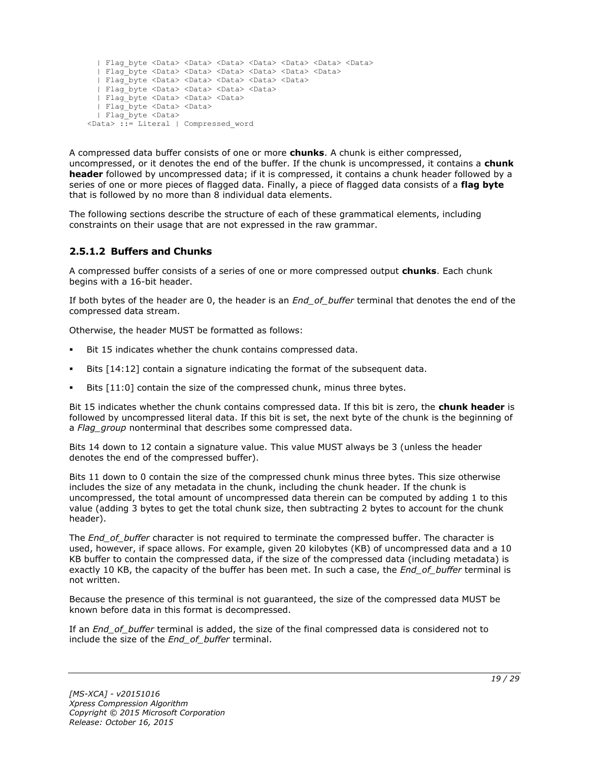```
    | Flag_byte <Data> <Data> <Data> <Data> <Data> <Data> <Data>
    | Flag_byte <Data> <Data> <Data> <Data> <Data> <Data>
    | Flag_byte <Data> <Data> <Data> <Data> <Data>
    | Flag_byte <Data> <Data> <Data> <Data>
    | Flag_byte <Data> <Data> <Data>
    | Flag_byte <Data> <Data>
    | Flag_byte <Data>
  <Data> ::= Literal | Compressed_word
```

A compressed data buffer consists of one or more **chunks**. A chunk is either compressed, uncompressed, or it denotes the end of the buffer. If the chunk is uncompressed, it contains a **chunk header** followed by uncompressed data; if it is compressed, it contains a chunk header followed by a series of one or more pieces of flagged data. Finally, a piece of flagged data consists of a **flag byte** that is followed by no more than 8 individual data elements.

The following sections describe the structure of each of these grammatical elements, including constraints on their usage that are not expressed in the raw grammar.

### 2.5.1.2 Buffers and Chunks

A compressed buffer consists of a series of one or more compressed output **chunks**. Each chunk begins with a 16-bit header.

If both bytes of the header are 0, the header is an *End_of_buffer* terminal that denotes the end of the compressed data stream.

Otherwise, the header MUST be formatted as follows:

- Bit 15 indicates whether the chunk contains compressed data.
- Bits [14:12] contain a signature indicating the format of the subsequent data.
- Bits [11:0] contain the size of the compressed chunk, minus three bytes.

Bit 15 indicates whether the chunk contains compressed data. If this bit is zero, the **chunk header** is followed by uncompressed literal data. If this bit is set, the next byte of the chunk is the beginning of a *Flag_group* nonterminal that describes some compressed data.

Bits 14 down to 12 contain a signature value. This value MUST always be 3 (unless the header denotes the end of the compressed buffer).

Bits 11 down to 0 contain the size of the compressed chunk minus three bytes. This size otherwise includes the size of any metadata in the chunk, including the chunk header. If the chunk is uncompressed, the total amount of uncompressed data therein can be computed by adding 1 to this value (adding 3 bytes to get the total chunk size, then subtracting 2 bytes to account for the chunk header).

The *End_of_buffer* character is not required to terminate the compressed buffer. The character is used, however, if space allows. For example, given 20 kilobytes (KB) of uncompressed data and a 10 KB buffer to contain the compressed data, if the size of the compressed data (including metadata) is exactly 10 KB, the capacity of the buffer has been met. In such a case, the *End_of_buffer* terminal is not written.

Because the presence of this terminal is not guaranteed, the size of the compressed data MUST be known before data in this format is decompressed.

If an *End_of_buffer* terminal is added, the size of the final compressed data is considered not to include the size of the *End_of_buffer* terminal.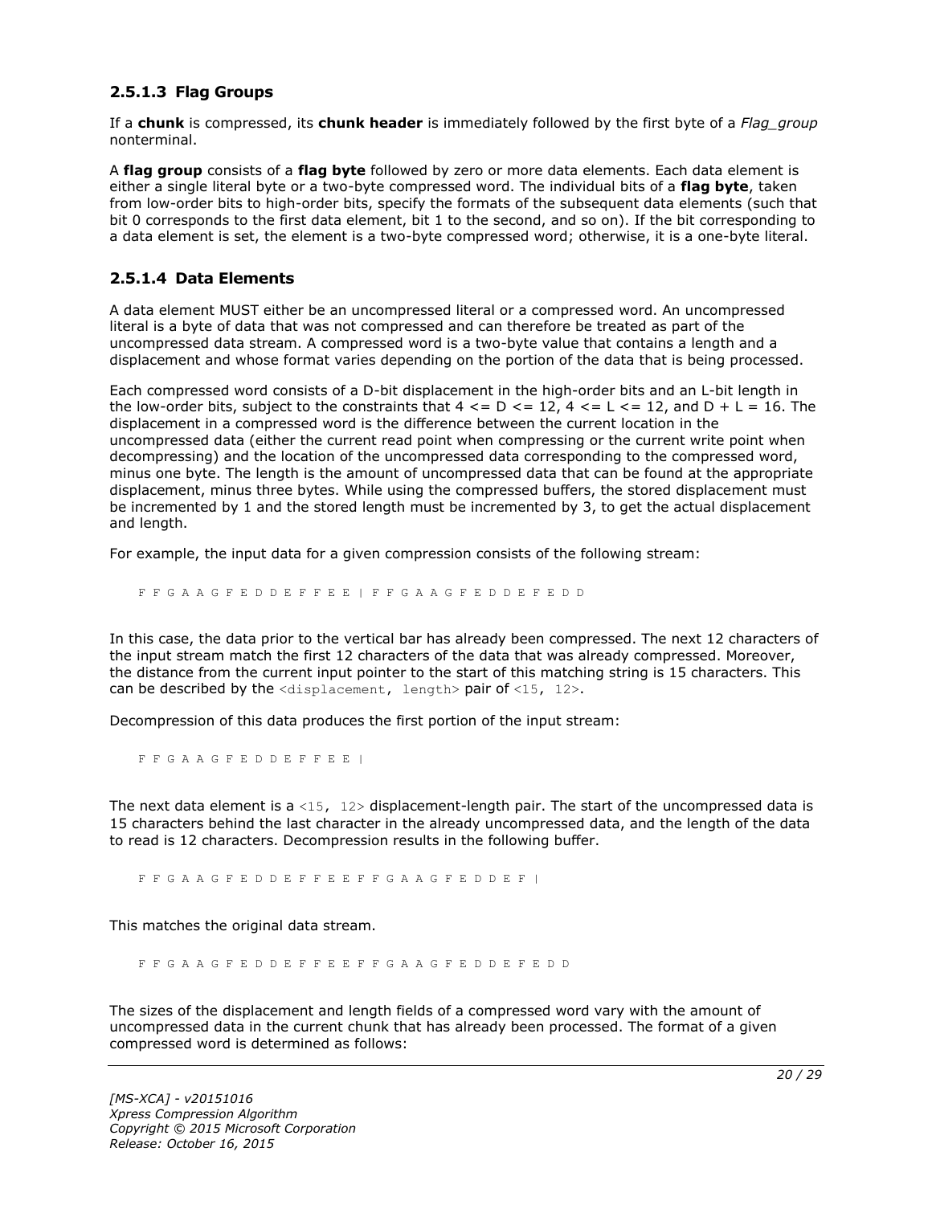### 2.5.1.3 Flag Groups

If a **chunk** is compressed, its **chunk header** is immediately followed by the first byte of a *Flag_group* nonterminal.

A **flag group** consists of a **flag byte** followed by zero or more data elements. Each data element is either a single literal byte or a two-byte compressed word. The individual bits of a **flag byte**, taken from low-order bits to high-order bits, specify the formats of the subsequent data elements (such that bit 0 corresponds to the first data element, bit 1 to the second, and so on). If the bit corresponding to a data element is set, the element is a two-byte compressed word; otherwise, it is a one-byte literal.

### 2.5.1.4 Data Elements

A data element MUST either be an uncompressed literal or a compressed word. An uncompressed literal is a byte of data that was not compressed and can therefore be treated as part of the uncompressed data stream. A compressed word is a two-byte value that contains a length and a displacement and whose format varies depending on the portion of the data that is being processed.

Each compressed word consists of a D-bit displacement in the high-order bits and an L-bit length in the low-order bits, subject to the constraints that 4 <= D <= 12, 4 <= L <= 12, and D + L = 16. The displacement in a compressed word is the difference between the current location in the uncompressed data (either the current read point when compressing or the current write point when decompressing) and the location of the uncompressed data corresponding to the compressed word, minus one byte. The length is the amount of uncompressed data that can be found at the appropriate displacement, minus three bytes. While using the compressed buffers, the stored displacement must be incremented by 1 and the stored length must be incremented by 3, to get the actual displacement and length.

For example, the input data for a given compression consists of the following stream:

```
F F G A A G F E D D E F F E E | F F G A A G F E D D E F E D D
```

In this case, the data prior to the vertical bar has already been compressed. The next 12 characters of the input stream match the first 12 characters of the data that was already compressed. Moreover, the distance from the current input pointer to the start of this matching string is 15 characters. This can be described by the `<displacement, length>` pair of `<15, 12>`.

Decompression of this data produces the first portion of the input stream:

```
F F G A A G F E D D E F F E E |
```

The next data element is a `<15, 12>` displacement-length pair. The start of the uncompressed data is 15 characters behind the last character in the already uncompressed data, and the length of the data to read is 12 characters. Decompression results in the following buffer.

```
F F G A A G F E D D E F F E E F F G A A G F E D D E F |
```

This matches the original data stream.

```
F F G A A G F E D D E F F E E F F G A A G F E D D E F E D D
```

The sizes of the displacement and length fields of a compressed word vary with the amount of uncompressed data in the current chunk that has already been processed. The format of a given compressed word is determined as follows: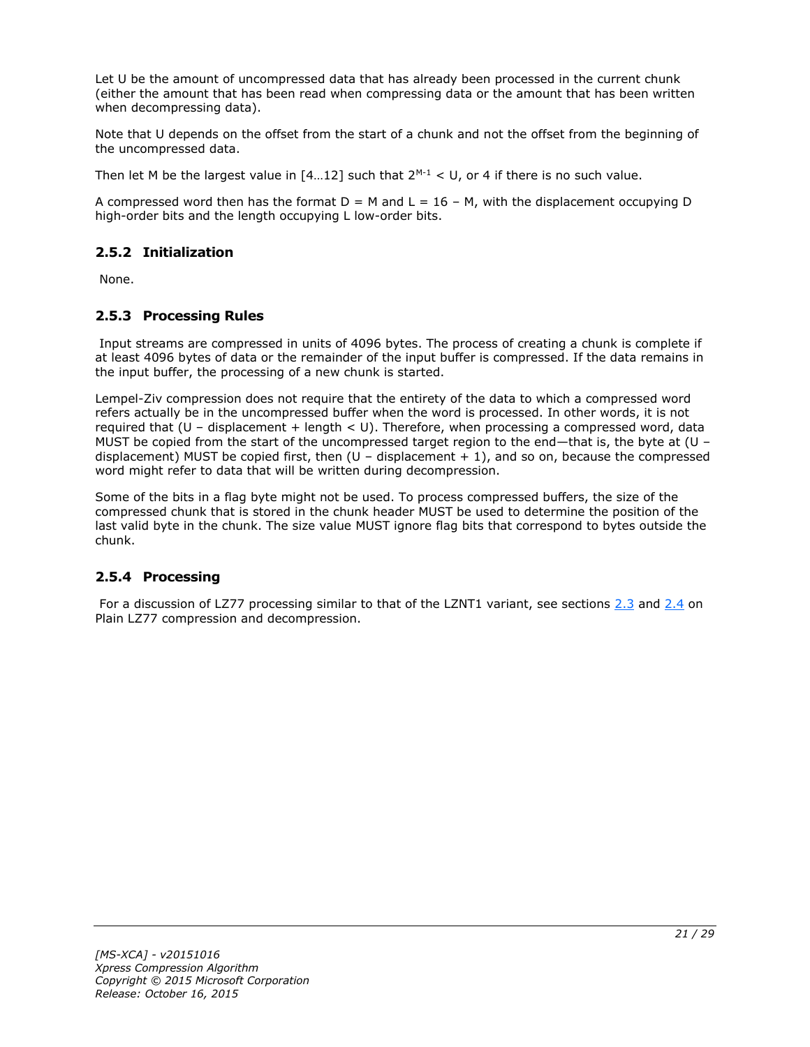Let U be the amount of uncompressed data that has already been processed in the current chunk (either the amount that has been read when compressing data or the amount that has been written when decompressing data).

Note that U depends on the offset from the start of a chunk and not the offset from the beginning of the uncompressed data.

Then let M be the largest value in [4…12] such that $2^{M-1} < U$, or 4 if there is no such value.

A compressed word then has the format D = M and L = 16 – M, with the displacement occupying D high-order bits and the length occupying L low-order bits.

### 2.5.2 Initialization

None.

### 2.5.3 Processing Rules

Input streams are compressed in units of 4096 bytes. The process of creating a chunk is complete if at least 4096 bytes of data or the remainder of the input buffer is compressed. If the data remains in the input buffer, the processing of a new chunk is started.

Lempel-Ziv compression does not require that the entirety of the data to which a compressed word refers actually be in the uncompressed buffer when the word is processed. In other words, it is not required that (U – displacement + length < U). Therefore, when processing a compressed word, data MUST be copied from the start of the uncompressed target region to the end—that is, the byte at (U – displacement) MUST be copied first, then (U – displacement + 1), and so on, because the compressed word might refer to data that will be written during decompression.

Some of the bits in a flag byte might not be used. To process compressed buffers, the size of the compressed chunk that is stored in the chunk header MUST be used to determine the position of the last valid byte in the chunk. The size value MUST ignore flag bits that correspond to bytes outside the chunk.

### 2.5.4 Processing

For a discussion of LZ77 processing similar to that of the LZNT1 variant, see sections 2.3 and 2.4 on Plain LZ77 compression and decompression.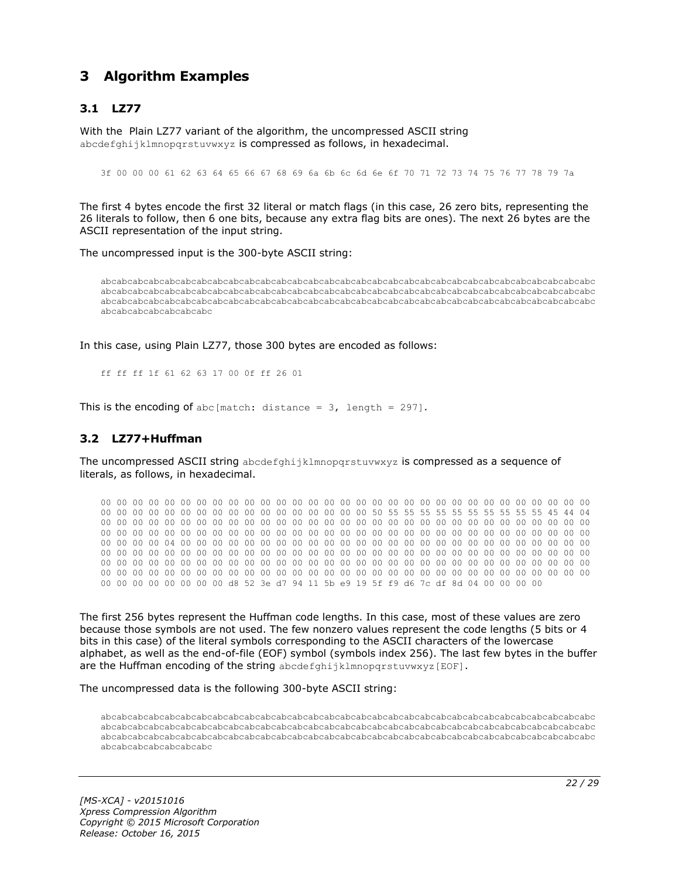# 3 Algorithm Examples

## 3.1 LZ77

With the Plain LZ77 variant of the algorithm, the uncompressed ASCII string abcdefghijklmnopqrstuvwxyz is compressed as follows, in hexadecimal.

```
3f 00 00 00 61 62 63 64 65 66 67 68 69 6a 6b 6c 6d 6e 6f 70 71 72 73 74 75 76 77 78 79 7a
```

The first 4 bytes encode the first 32 literal or match flags (in this case, 26 zero bits, representing the 26 literals to follow, then 6 one bits, because any extra flag bits are ones). The next 26 bytes are the ASCII representation of the input string.

The uncompressed input is the 300-byte ASCII string:

```
abcabcabcabcabcabcabcabcabcabcabcabcabcabcabcabcabcabcabcabcabcabcabcabcabcabcabcabcabcabcabcabcabcabc
abcabcabcabcabcabcabcabcabcabcabcabcabcabcabcabcabcabcabcabcabcabcabcabcabcabcabcabcabcabcabcabcabcabc
abcabcabcabcabcabcabcabcabcabcabcabcabcabcabcabcabcabcabcabcabcabcabcabcabcabcabcabcabcabcabcabcabcabc
abcabcabcabcabcabcabc
```

In this case, using Plain LZ77, those 300 bytes are encoded as follows:

```
ff ff ff 1f 61 62 63 17 00 0f ff 26 01
```

This is the encoding of abc[match: distance = 3, length = 297].

## 3.2 LZ77+Huffman

The uncompressed ASCII string abcdefghijklmnopqrstuvwxyz is compressed as a sequence of literals, as follows, in hexadecimal.

```
00 00 00 00 00 00 00 00 00 00 00 00 00 00 00 00 00 00 00 00 00 00 00 00 00 00 00 00 00 00 00 00
00 00 00 00 00 00 00 00 00 00 00 00 00 00 00 00 00 00 50 55 55 55 55 55 55 55 55 55 55 45 44 04
00 00 00 00 00 00 00 00 00 00 00 00 00 00 00 00 00 00 00 00 00 00 00 00 00 00 00 00 00 00 00 00
00 00 00 00 00 00 00 00 00 00 00 00 00 00 00 00 00 00 00 00 00 00 00 00 00 00 00 00 00 00 00 00
00 00 00 00 04 00 00 00 00 00 00 00 00 00 00 00 00 00 00 00 00 00 00 00 00 00 00 00 00 00 00 00
00 00 00 00 00 00 00 00 00 00 00 00 00 00 00 00 00 00 00 00 00 00 00 00 00 00 00 00 00 00 00 00
00 00 00 00 00 00 00 00 00 00 00 00 00 00 00 00 00 00 00 00 00 00 00 00 00 00 00 00 00 00 00 00
00 00 00 00 00 00 00 00 00 00 00 00 00 00 00 00 00 00 00 00 00 00 00 00 00 00 00 00 00 00 00 00
00 00 00 00 00 00 00 00 d8 52 3e d7 94 11 5b e9 19 5f f9 d6 7c df 8d 04 00 00 00 00
```

The first 256 bytes represent the Huffman code lengths. In this case, most of these values are zero because those symbols are not used. The few nonzero values represent the code lengths (5 bits or 4 bits in this case) of the literal symbols corresponding to the ASCII characters of the lowercase alphabet, as well as the end-of-file (EOF) symbol (symbols index 256). The last few bytes in the buffer are the Huffman encoding of the string abcdefghijklmnopqrstuvwxyz[EOF].

The uncompressed data is the following 300-byte ASCII string:

```
abcabcabcabcabcabcabcabcabcabcabcabcabcabcabcabcabcabcabcabcabcabcabcabcabcabcabcabcabcabcabcabcabcabc
abcabcabcabcabcabcabcabcabcabcabcabcabcabcabcabcabcabcabcabcabcabcabcabcabcabcabcabcabcabcabcabcabcabc
abcabcabcabcabcabcabcabcabcabcabcabcabcabcabcabcabcabcabcabcabcabcabcabcabcabcabcabcabcabcabcabcabcabc
abcabcabcabcabcabcabc
```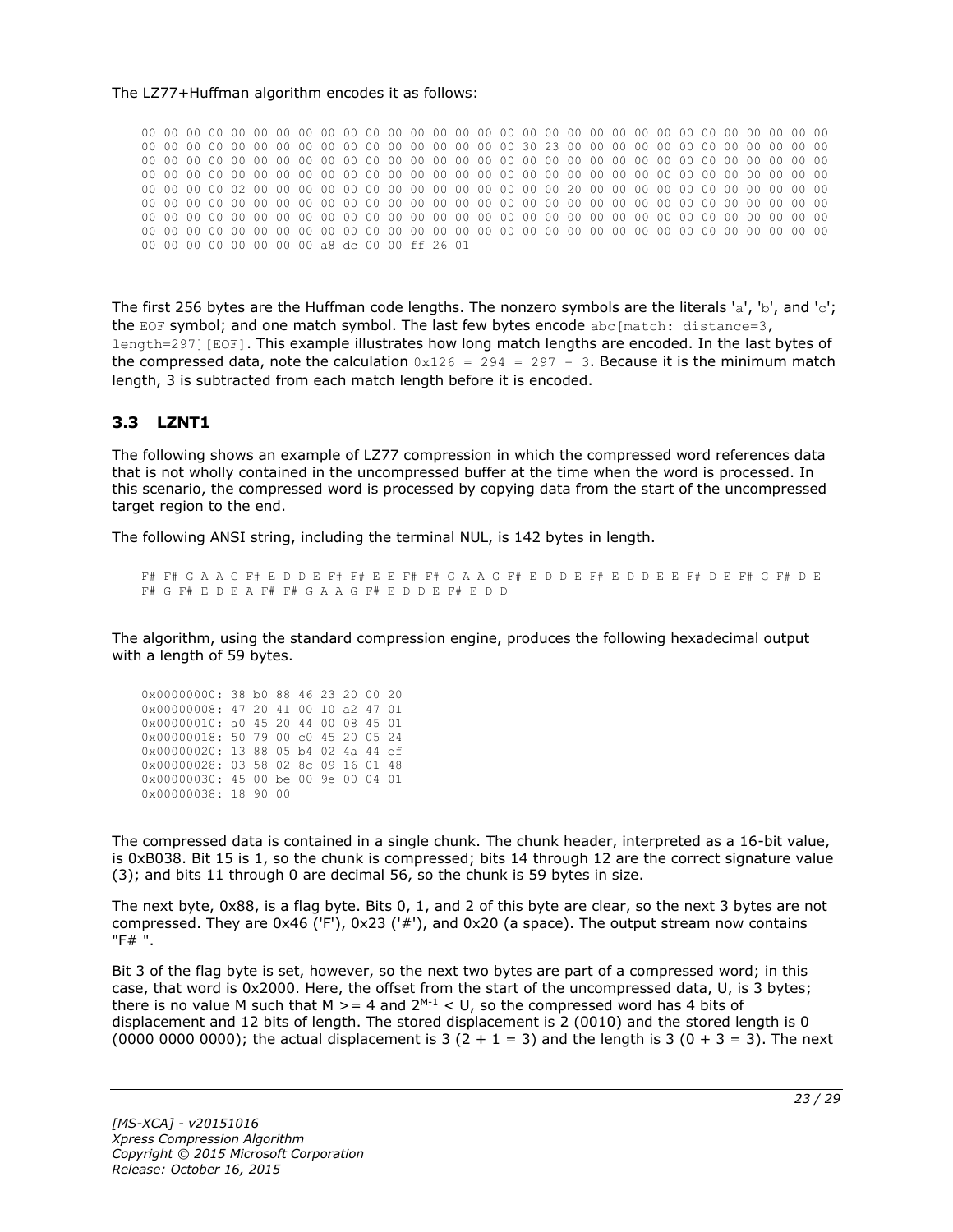The LZ77+Huffman algorithm encodes it as follows:

```
00 00 00 00 00 00 00 00 00 00 00 00 00 00 00 00 00 00 00 00 00 00 00 00 00 00 00 00 00 00 00 00
00 00 00 00 00 00 00 00 00 00 00 00 00 00 00 00 30 23 00 00 00 00 00 00 00 00 00 00 00 00 00 00
00 00 00 00 00 00 00 00 00 00 00 00 00 00 00 00 00 00 00 00 00 00 00 00 00 00 00 00 00 00 00 00
00 00 00 00 00 00 00 00 00 00 00 00 00 00 00 00 00 00 00 00 00 00 00 00 00 00 00 00 00 00 00 00
00 00 00 00 02 00 00 00 00 00 00 00 00 00 00 00 00 00 00 00 20 00 00 00 00 00 00 00 00 00 00 00
00 00 00 00 00 00 00 00 00 00 00 00 00 00 00 00 00 00 00 00 00 00 00 00 00 00 00 00 00 00 00 00
00 00 00 00 00 00 00 00 00 00 00 00 00 00 00 00 00 00 00 00 00 00 00 00 00 00 00 00 00 00 00 00
00 00 00 00 00 00 00 00 00 00 00 00 00 00 00 00 00 00 00 00 00 00 00 00 00 00 00 00 00 00 00 00
00 00 00 00 00 00 00 00 a8 dc 00 00 ff 26 01
```

The first 256 bytes are the Huffman code lengths. The nonzero symbols are the literals 'a', 'b', and 'c'; the `EOF` symbol; and one match symbol. The last few bytes encode `abc[match: distance=3, length=297][EOF]`. This example illustrates how long match lengths are encoded. In the last bytes of the compressed data, note the calculation `0x126 = 294 = 297 - 3`. Because it is the minimum match length, 3 is subtracted from each match length before it is encoded.

## 3.3 LZNT1

The following shows an example of LZ77 compression in which the compressed word references data that is not wholly contained in the uncompressed buffer at the time when the word is processed. In this scenario, the compressed word is processed by copying data from the start of the uncompressed target region to the end.

The following ANSI string, including the terminal NUL, is 142 bytes in length.

```
F# F# G A A G F# E D D E F# F# E E F# F# G A A G F# E D D E F# E D D E E F# D E F# G F# D E
F# G F# E D E A F# F# G A A G F# E D D E F# E D D
```

The algorithm, using the standard compression engine, produces the following hexadecimal output with a length of 59 bytes.

```
0x00000000: 38 b0 88 46 23 20 00 20
0x00000008: 47 20 41 00 10 a2 47 01
0x00000010: a0 45 20 44 00 08 45 01
0x00000018: 50 79 00 c0 45 20 05 24
0x00000020: 13 88 05 b4 02 4a 44 ef
0x00000028: 03 58 02 8c 09 16 01 48
0x00000030: 45 00 be 00 9e 00 04 01
0x00000038: 18 90 00
```

The compressed data is contained in a single chunk. The chunk header, interpreted as a 16-bit value, is 0xB038. Bit 15 is 1, so the chunk is compressed; bits 14 through 12 are the correct signature value (3); and bits 11 through 0 are decimal 56, so the chunk is 59 bytes in size.

The next byte, 0x88, is a flag byte. Bits 0, 1, and 2 of this byte are clear, so the next 3 bytes are not compressed. They are 0x46 ('F'), 0x23 ('#'), and 0x20 (a space). The output stream now contains "F# ".

Bit 3 of the flag byte is set, however, so the next two bytes are part of a compressed word; in this case, that word is 0x2000. Here, the offset from the start of the uncompressed data, U, is 3 bytes; there is no value M such that M >= 4 and $2^{M-1}$ < U, so the compressed word has 4 bits of displacement and 12 bits of length. The stored displacement is 2 (0010) and the stored length is 0 (0000 0000 0000); the actual displacement is 3 (2 + 1 = 3) and the length is 3 (0 + 3 = 3). The next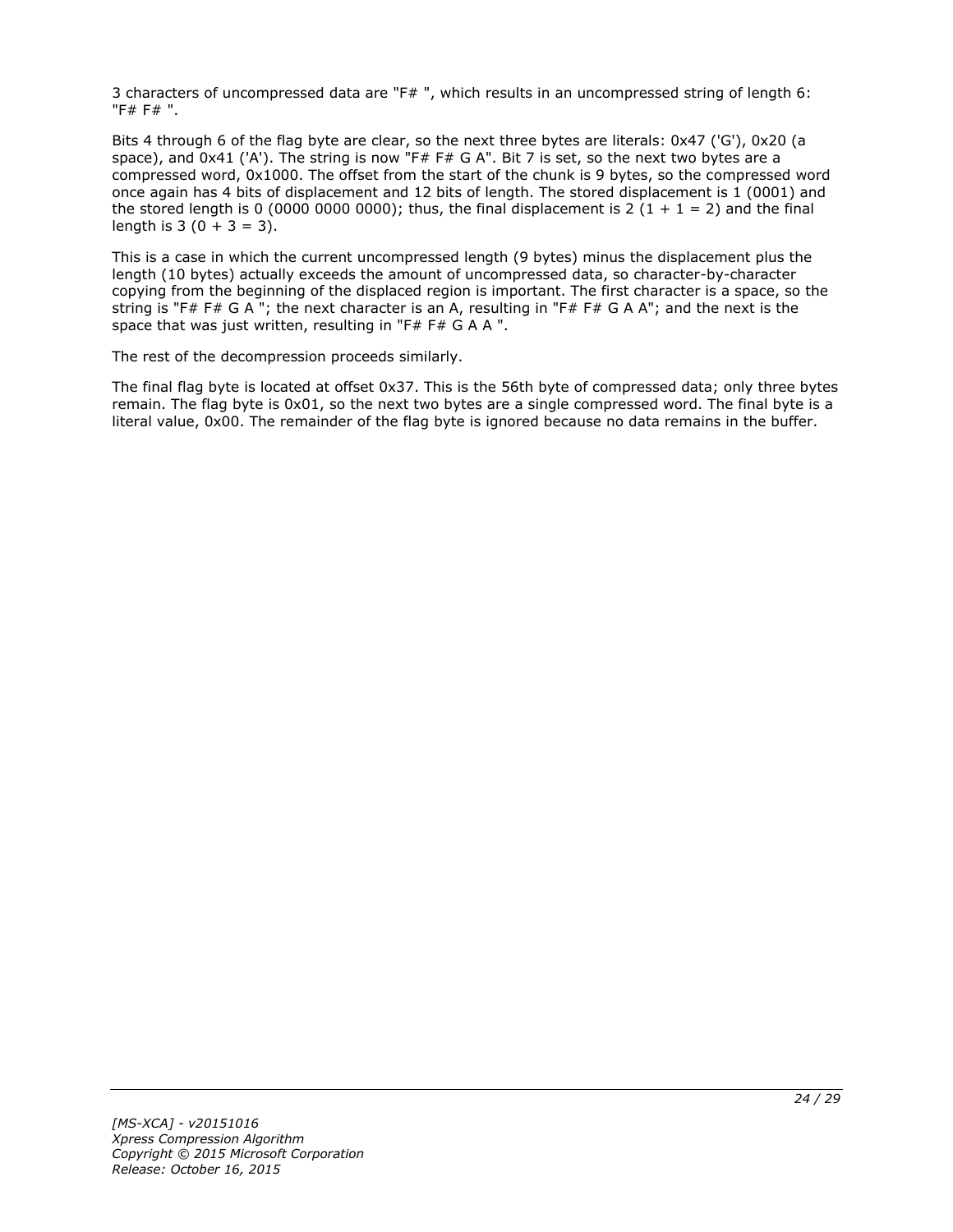3 characters of uncompressed data are "F# ", which results in an uncompressed string of length 6: "F# F# ".

Bits 4 through 6 of the flag byte are clear, so the next three bytes are literals: 0x47 ('G'), 0x20 (a space), and 0x41 ('A'). The string is now "F# F# G A". Bit 7 is set, so the next two bytes are a compressed word, 0x1000. The offset from the start of the chunk is 9 bytes, so the compressed word once again has 4 bits of displacement and 12 bits of length. The stored displacement is 1 (0001) and the stored length is 0 (0000 0000 0000); thus, the final displacement is 2 (1 + 1 = 2) and the final length is 3 (0 + 3 = 3).

This is a case in which the current uncompressed length (9 bytes) minus the displacement plus the length (10 bytes) actually exceeds the amount of uncompressed data, so character-by-character copying from the beginning of the displaced region is important. The first character is a space, so the string is "F# F# G A "; the next character is an A, resulting in "F# F# G A A"; and the next is the space that was just written, resulting in "F# F# G A A ".

The rest of the decompression proceeds similarly.

The final flag byte is located at offset 0x37. This is the 56th byte of compressed data; only three bytes remain. The flag byte is 0x01, so the next two bytes are a single compressed word. The final byte is a literal value, 0x00. The remainder of the flag byte is ignored because no data remains in the buffer.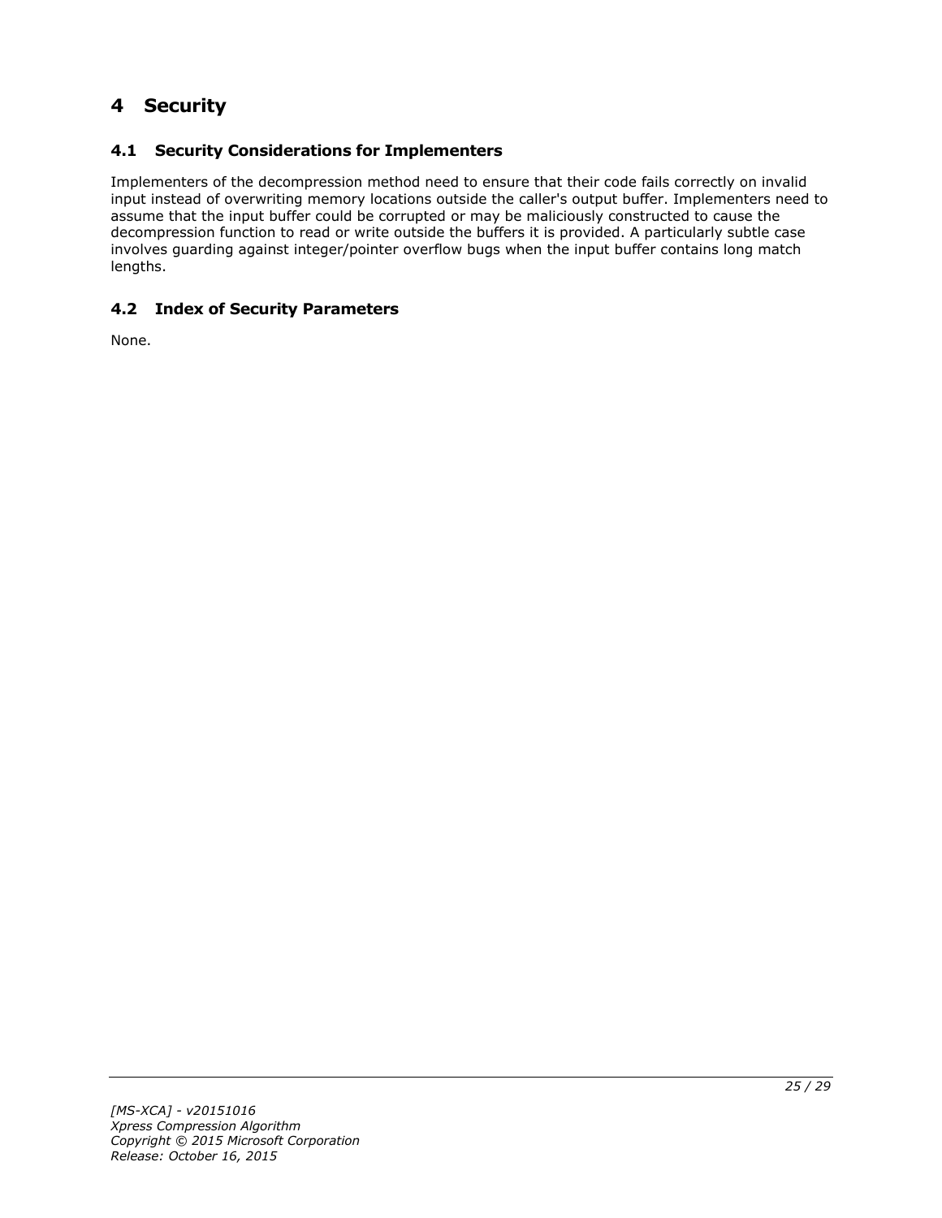# 4 Security

## 4.1 Security Considerations for Implementers

Implementers of the decompression method need to ensure that their code fails correctly on invalid input instead of overwriting memory locations outside the caller's output buffer. Implementers need to assume that the input buffer could be corrupted or may be maliciously constructed to cause the decompression function to read or write outside the buffers it is provided. A particularly subtle case involves guarding against integer/pointer overflow bugs when the input buffer contains long match lengths.

## 4.2 Index of Security Parameters

None.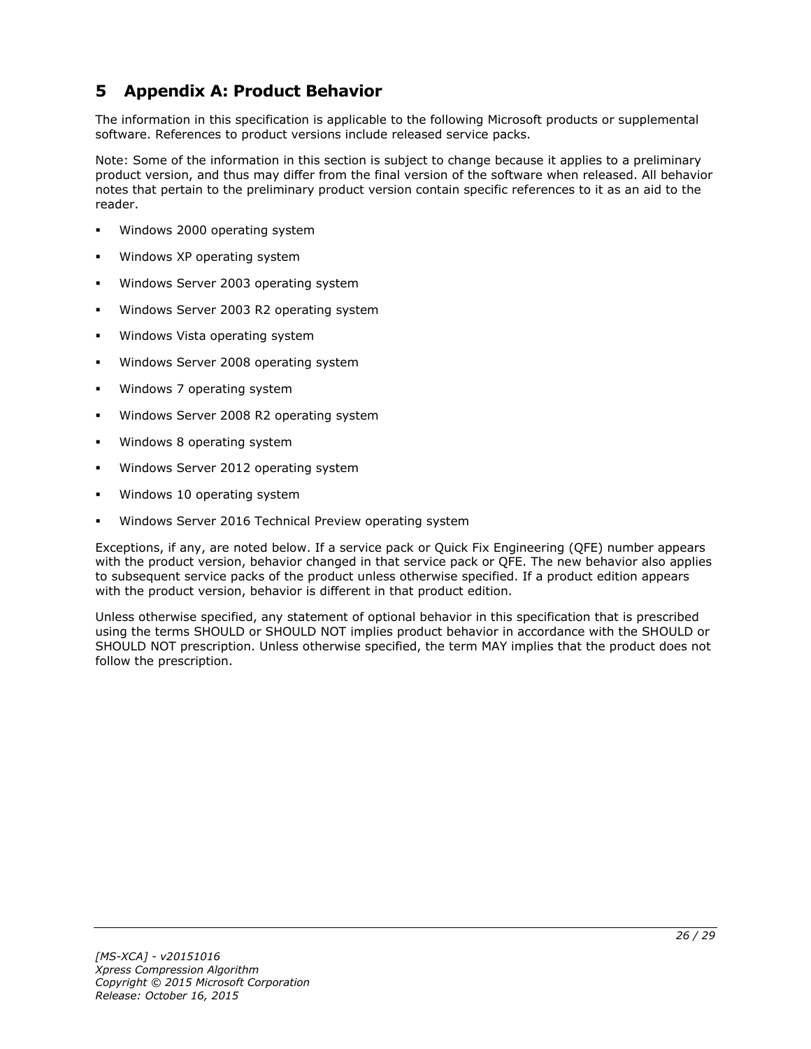# 5 Appendix A: Product Behavior

The information in this specification is applicable to the following Microsoft products or supplemental software. References to product versions include released service packs.

Note: Some of the information in this section is subject to change because it applies to a preliminary product version, and thus may differ from the final version of the software when released. All behavior notes that pertain to the preliminary product version contain specific references to it as an aid to the reader.

- Windows 2000 operating system
- Windows XP operating system
- Windows Server 2003 operating system
- Windows Server 2003 R2 operating system
- Windows Vista operating system
- Windows Server 2008 operating system
- Windows 7 operating system
- Windows Server 2008 R2 operating system
- Windows 8 operating system
- Windows Server 2012 operating system
- Windows 10 operating system
- Windows Server 2016 Technical Preview operating system

Exceptions, if any, are noted below. If a service pack or Quick Fix Engineering (QFE) number appears with the product version, behavior changed in that service pack or QFE. The new behavior also applies to subsequent service packs of the product unless otherwise specified. If a product edition appears with the product version, behavior is different in that product edition.

Unless otherwise specified, any statement of optional behavior in this specification that is prescribed using the terms SHOULD or SHOULD NOT implies product behavior in accordance with the SHOULD or SHOULD NOT prescription. Unless otherwise specified, the term MAY implies that the product does not follow the prescription.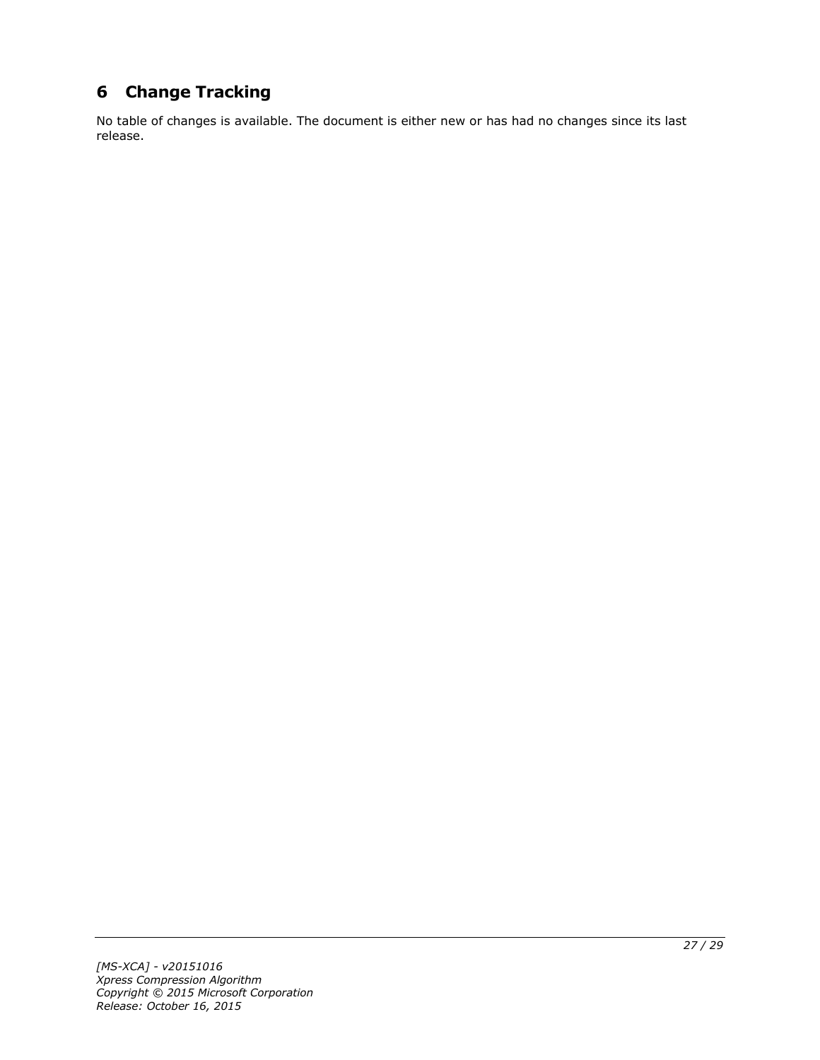# 6 Change Tracking

No table of changes is available. The document is either new or has had no changes since its last release.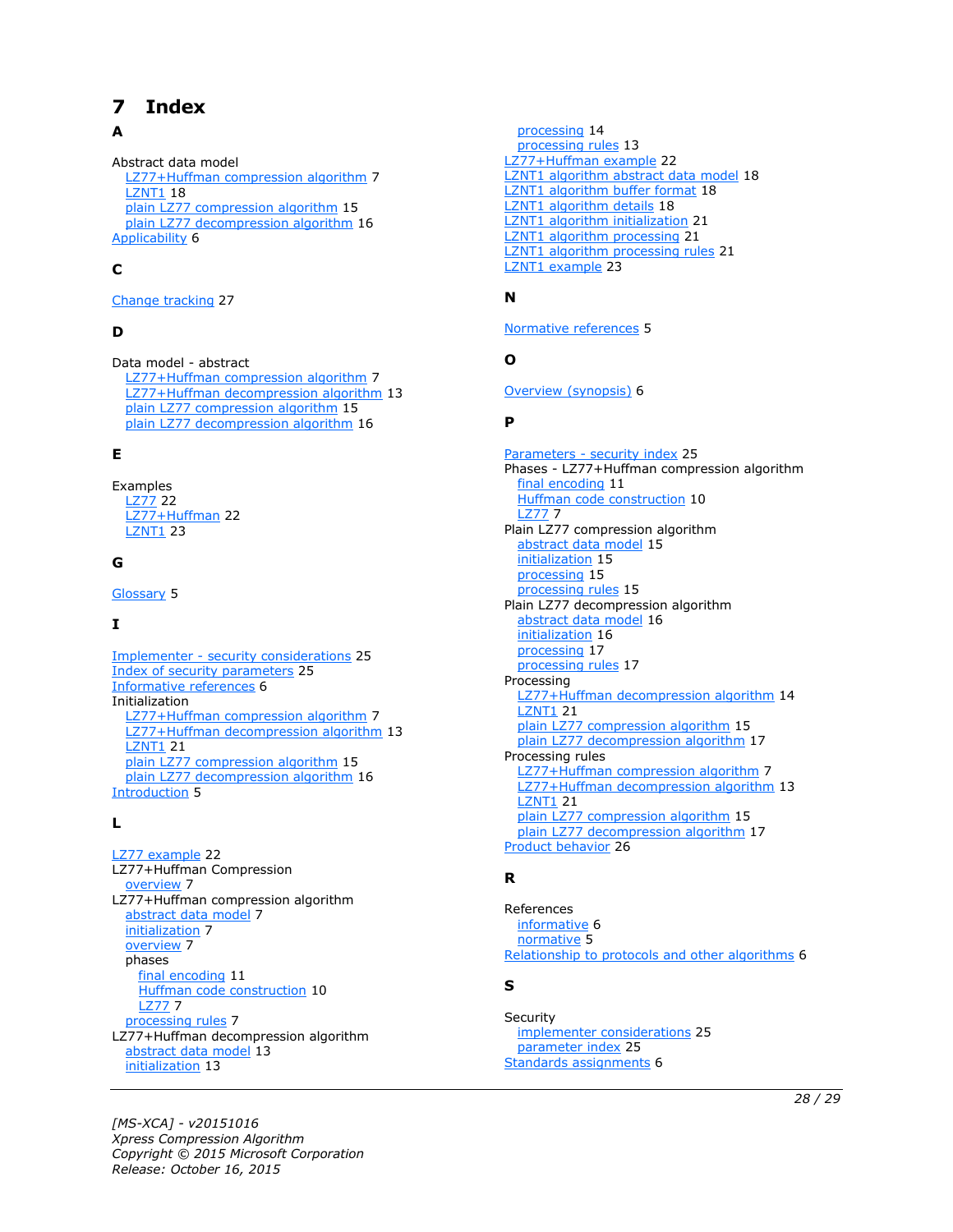# 7 Index

## A

Abstract data model
- LZ77+Huffman compression algorithm 7
- LZNT1 18
- plain LZ77 compression algorithm 15
- plain LZ77 decompression algorithm 16

Applicability 6

## C

Change tracking 27

## D

Data model - abstract
- LZ77+Huffman compression algorithm 7
- LZ77+Huffman decompression algorithm 13
- plain LZ77 compression algorithm 15
- plain LZ77 decompression algorithm 16

## E

Examples
- LZ77 22
- LZ77+Huffman 22
- LZNT1 23

## G

Glossary 5

## I

Implementer - security considerations 25
Index of security parameters 25
Informative references 6
Initialization
- LZ77+Huffman compression algorithm 7
- LZ77+Huffman decompression algorithm 13
- LZNT1 21
- plain LZ77 compression algorithm 15
- plain LZ77 decompression algorithm 16

Introduction 5

## L

LZ77 example 22
LZ77+Huffman Compression
- overview 7

LZ77+Huffman compression algorithm
- abstract data model 7
- initialization 7
- overview 7
- phases
  - final encoding 11
  - Huffman code construction 10
  - LZ77 7
- processing rules 7

LZ77+Huffman decompression algorithm
- abstract data model 13
- initialization 13
- processing 14
- processing rules 13

LZ77+Huffman example 22
LZNT1 algorithm abstract data model 18
LZNT1 algorithm buffer format 18
LZNT1 algorithm details 18
LZNT1 algorithm initialization 21
LZNT1 algorithm processing 21
LZNT1 algorithm processing rules 21
LZNT1 example 23

## N

Normative references 5

## O

Overview (synopsis) 6

## P

Parameters - security index 25
Phases - LZ77+Huffman compression algorithm
- final encoding 11
- Huffman code construction 10
- LZ77 7

Plain LZ77 compression algorithm
- abstract data model 15
- initialization 15
- processing 15
- processing rules 15

Plain LZ77 decompression algorithm
- abstract data model 16
- initialization 16
- processing 17
- processing rules 17

Processing
- LZ77+Huffman decompression algorithm 14
- LZNT1 21
- plain LZ77 compression algorithm 15
- plain LZ77 decompression algorithm 17

Processing rules
- LZ77+Huffman compression algorithm 7
- LZ77+Huffman decompression algorithm 13
- LZNT1 21
- plain LZ77 compression algorithm 15
- plain LZ77 decompression algorithm 17

Product behavior 26

## R

References
- informative 6
- normative 5

Relationship to protocols and other algorithms 6

## S

Security
- implementer considerations 25
- parameter index 25

Standards assignments 6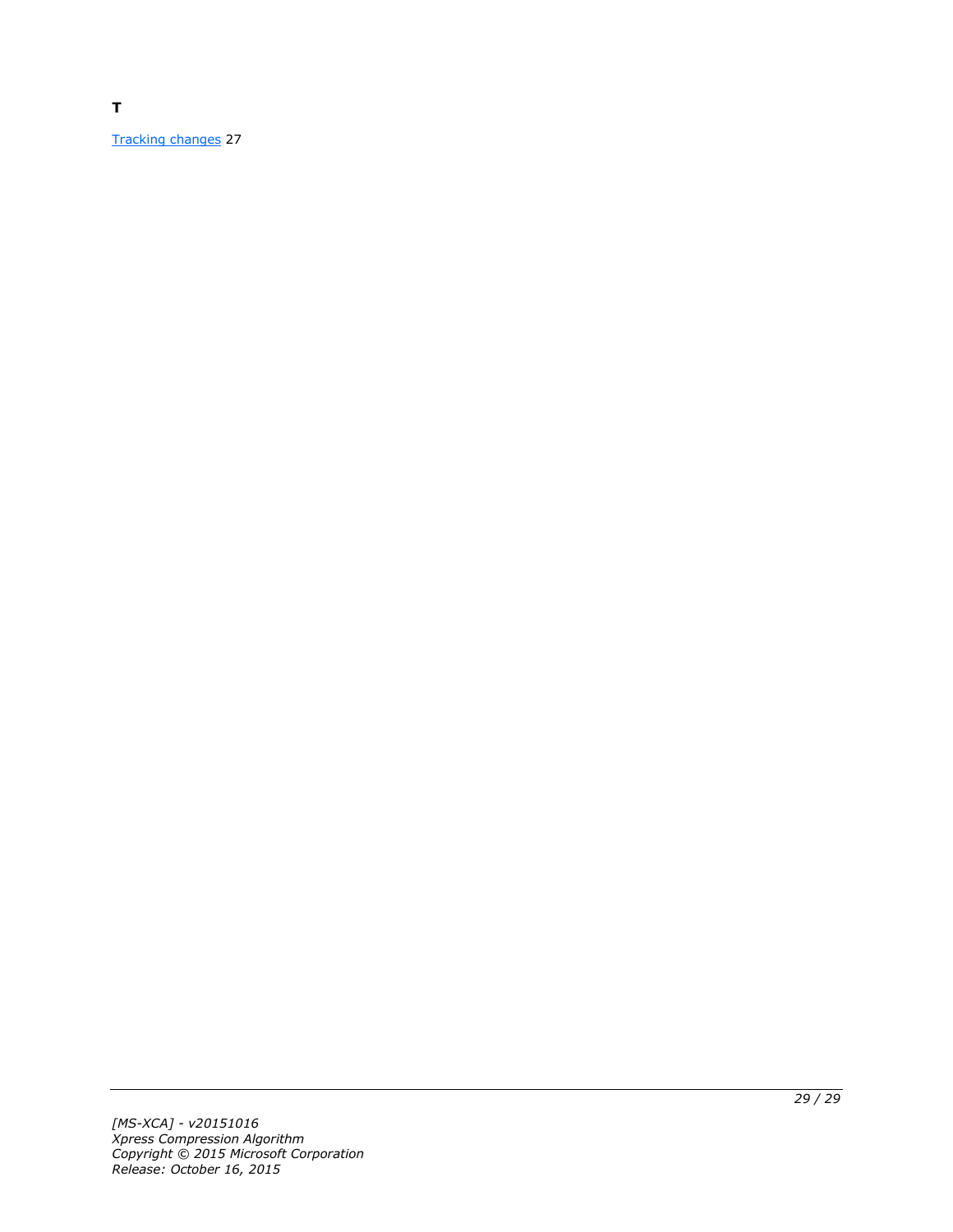**T**

Tracking changes 27